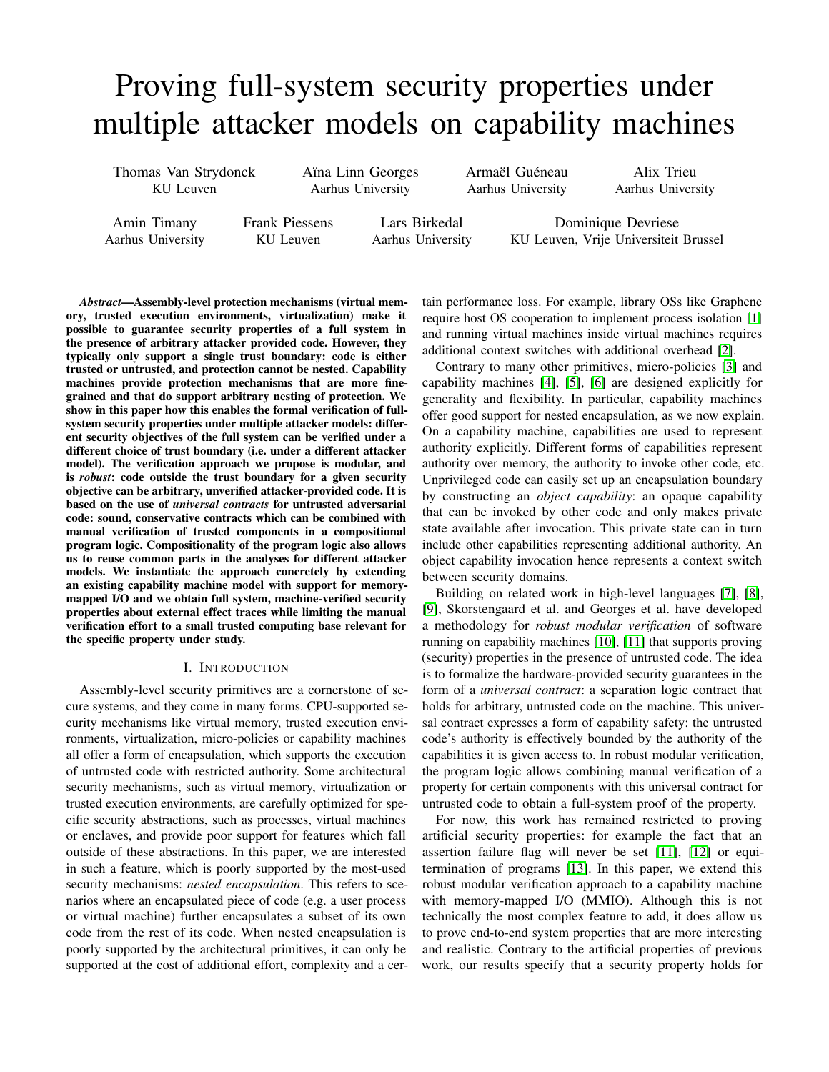# Proving full-system security properties under multiple attacker models on capability machines

Thomas Van Strydonck, KU Leuven
Aïna Linn Georges, Aarhus University
Armaël Guéneau, Aarhus University
Alix Trieu, Aarhus University
Amin Timany, Aarhus University
Frank Piessens, KU Leuven
Lars Birkedal, Aarhus University
Dominique Devriese, KU Leuven, Vrije Universiteit Brussel

***Abstract*—Assembly-level protection mechanisms (virtual memory, trusted execution environments, virtualization) make it possible to guarantee security properties of a full system in the presence of arbitrary attacker provided code. However, they typically only support a single trust boundary: code is either trusted or untrusted, and protection cannot be nested. Capability machines provide protection mechanisms that are more fine-grained and that do support arbitrary nesting of protection. We show in this paper how this enables the formal verification of full-system security properties under multiple attacker models: different security objectives of the full system can be verified under a different choice of trust boundary (i.e. under a different attacker model). The verification approach we propose is modular, and is *robust*: code outside the trust boundary for a given security objective can be arbitrary, unverified attacker-provided code. It is based on the use of *universal contracts* for untrusted adversarial code: sound, conservative contracts which can be combined with manual verification of trusted components in a compositional program logic. Compositionality of the program logic also allows us to reuse common parts in the analyses for different attacker models. We instantiate the approach concretely by extending an existing capability machine model with support for memory-mapped I/O and we obtain full system, machine-verified security properties about external effect traces while limiting the manual verification effort to a small trusted computing base relevant for the specific property under study.**

## I. Introduction

Assembly-level security primitives are a cornerstone of secure systems, and they come in many forms. CPU-supported security mechanisms like virtual memory, trusted execution environments, virtualization, micro-policies or capability machines all offer a form of encapsulation, which supports the execution of untrusted code with restricted authority. Some architectural security mechanisms, such as virtual memory, virtualization or trusted execution environments, are carefully optimized for specific security abstractions, such as processes, virtual machines or enclaves, and provide poor support for features which fall outside of these abstractions. In this paper, we are interested in such a feature, which is poorly supported by the most-used security mechanisms: *nested encapsulation*. This refers to scenarios where an encapsulated piece of code (e.g. a user process or virtual machine) further encapsulates a subset of its own code from the rest of its code. When nested encapsulation is poorly supported by the architectural primitives, it can only be supported at the cost of additional effort, complexity and a certain performance loss. For example, library OSs like Graphene require host OS cooperation to implement process isolation [1] and running virtual machines inside virtual machines requires additional context switches with additional overhead [2].

Contrary to many other primitives, micro-policies [3] and capability machines [4], [5], [6] are designed explicitly for generality and flexibility. In particular, capability machines offer good support for nested encapsulation, as we now explain. On a capability machine, capabilities are used to represent authority explicitly. Different forms of capabilities represent authority over memory, the authority to invoke other code, etc. Unprivileged code can easily set up an encapsulation boundary by constructing an *object capability*: an opaque capability that can be invoked by other code and only makes private state available after invocation. This private state can in turn include other capabilities representing additional authority. An object capability invocation hence represents a context switch between security domains.

Building on related work in high-level languages [7], [8], [9], Skorstengaard et al. and Georges et al. have developed a methodology for *robust modular verification* of software running on capability machines [10], [11] that supports proving (security) properties in the presence of untrusted code. The idea is to formalize the hardware-provided security guarantees in the form of a *universal contract*: a separation logic contract that holds for arbitrary, untrusted code on the machine. This universal contract expresses a form of capability safety: the untrusted code's authority is effectively bounded by the authority of the capabilities it is given access to. In robust modular verification, the program logic allows combining manual verification of a property for certain components with this universal contract for untrusted code to obtain a full-system proof of the property.

For now, this work has remained restricted to proving artificial security properties: for example the fact that an assertion failure flag will never be set [11], [12] or equitermination of programs [13]. In this paper, we extend this robust modular verification approach to a capability machine with memory-mapped I/O (MMIO). Although this is not technically the most complex feature to add, it does allow us to prove end-to-end system properties that are more interesting and realistic. Contrary to the artificial properties of previous work, our results specify that a security property holds for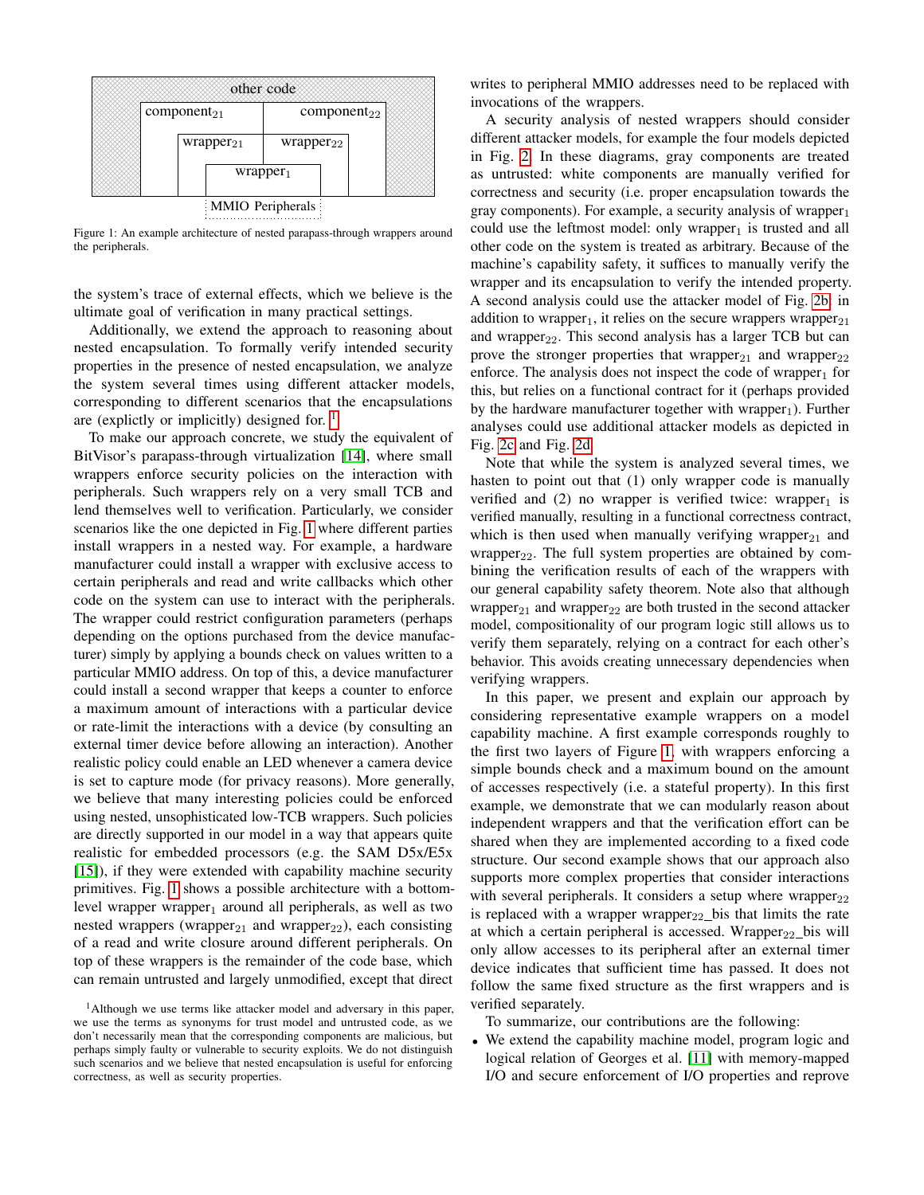other code

component$_{21}$ component$_{22}$

wrapper$_{21}$ wrapper$_{22}$

wrapper$_{1}$

MMIO Peripherals

Figure 1: An example architecture of nested parapass-through wrappers around the peripherals.

the system's trace of external effects, which we believe is the ultimate goal of verification in many practical settings.

Additionally, we extend the approach to reasoning about nested encapsulation. To formally verify intended security properties in the presence of nested encapsulation, we analyze the system several times using different attacker models, corresponding to different scenarios that the encapsulations are (explictly or implicitly) designed for. [1]

To make our approach concrete, we study the equivalent of BitVisor's parapass-through virtualization [14], where small wrappers enforce security policies on the interaction with peripherals. Such wrappers rely on a very small TCB and lend themselves well to verification. Particularly, we consider scenarios like the one depicted in Fig. 1 where different parties install wrappers in a nested way. For example, a hardware manufacturer could install a wrapper with exclusive access to certain peripherals and read and write callbacks which other code on the system can use to interact with the peripherals. The wrapper could restrict configuration parameters (perhaps depending on the options purchased from the device manufacturer) simply by applying a bounds check on values written to a particular MMIO address. On top of this, a device manufacturer could install a second wrapper that keeps a counter to enforce a maximum amount of interactions with a particular device or rate-limit the interactions with a device (by consulting an external timer device before allowing an interaction). Another realistic policy could enable an LED whenever a camera device is set to capture mode (for privacy reasons). More generally, we believe that many interesting policies could be enforced using nested, unsophisticated low-TCB wrappers. Such policies are directly supported in our model in a way that appears quite realistic for embedded processors (e.g. the SAM D5x/E5x [15]), if they were extended with capability machine security primitives. Fig. 1 shows a possible architecture with a bottom-level wrapper wrapper$_1$ around all peripherals, as well as two nested wrappers (wrapper$_{21}$ and wrapper$_{22}$), each consisting of a read and write closure around different peripherals. On top of these wrappers is the remainder of the code base, which can remain untrusted and largely unmodified, except that direct writes to peripheral MMIO addresses need to be replaced with invocations of the wrappers.

A security analysis of nested wrappers should consider different attacker models, for example the four models depicted in Fig. 2. In these diagrams, gray components are treated as untrusted: white components are manually verified for correctness and security (i.e. proper encapsulation towards the gray components). For example, a security analysis of wrapper$_1$ could use the leftmost model: only wrapper$_1$ is trusted and all other code on the system is treated as arbitrary. Because of the machine's capability safety, it suffices to manually verify the wrapper and its encapsulation to verify the intended property. A second analysis could use the attacker model of Fig. 2b, in addition to wrapper$_1$, it relies on the secure wrappers wrapper$_{21}$ and wrapper$_{22}$. This second analysis has a larger TCB but can prove the stronger properties that wrapper$_{21}$ and wrapper$_{22}$ enforce. The analysis does not inspect the code of wrapper$_1$ for this, but relies on a functional contract for it (perhaps provided by the hardware manufacturer together with wrapper$_1$). Further analyses could use additional attacker models as depicted in Fig. 2c and Fig. 2d.

Note that while the system is analyzed several times, we hasten to point out that (1) only wrapper code is manually verified and (2) no wrapper is verified twice: wrapper$_1$ is verified manually, resulting in a functional correctness contract, which is then used when manually verifying wrapper$_{21}$ and wrapper$_{22}$. The full system properties are obtained by combining the verification results of each of the wrappers with our general capability safety theorem. Note also that although wrapper$_{21}$ and wrapper$_{22}$ are both trusted in the second attacker model, compositionality of our program logic still allows us to verify them separately, relying on a contract for each other's behavior. This avoids creating unnecessary dependencies when verifying wrappers.

In this paper, we present and explain our approach by considering representative example wrappers on a model capability machine. A first example corresponds roughly to the first two layers of Figure 1, with wrappers enforcing a simple bounds check and a maximum bound on the amount of accesses respectively (i.e. a stateful property). In this first example, we demonstrate that we can modularly reason about independent wrappers and that the verification effort can be shared when they are implemented according to a fixed code structure. Our second example shows that our approach also supports more complex properties that consider interactions with several peripherals. It considers a setup where wrapper$_{22}$ is replaced with a wrapper wrapper$_{22}$_bis that limits the rate at which a certain peripheral is accessed. Wrapper$_{22}$_bis will only allow accesses to its peripheral after an external timer device indicates that sufficient time has passed. It does not follow the same fixed structure as the first wrappers and is verified separately.

To summarize, our contributions are the following:

- We extend the capability machine model, program logic and logical relation of Georges et al. [11] with memory-mapped I/O and secure enforcement of I/O properties and reprove

[1] Although we use terms like attacker model and adversary in this paper, we use the terms as synonyms for trust model and untrusted code, as we don't necessarily mean that the corresponding components are malicious, but perhaps simply faulty or vulnerable to security exploits. We do not distinguish such scenarios and we believe that nested encapsulation is useful for enforcing correctness, as well as security properties.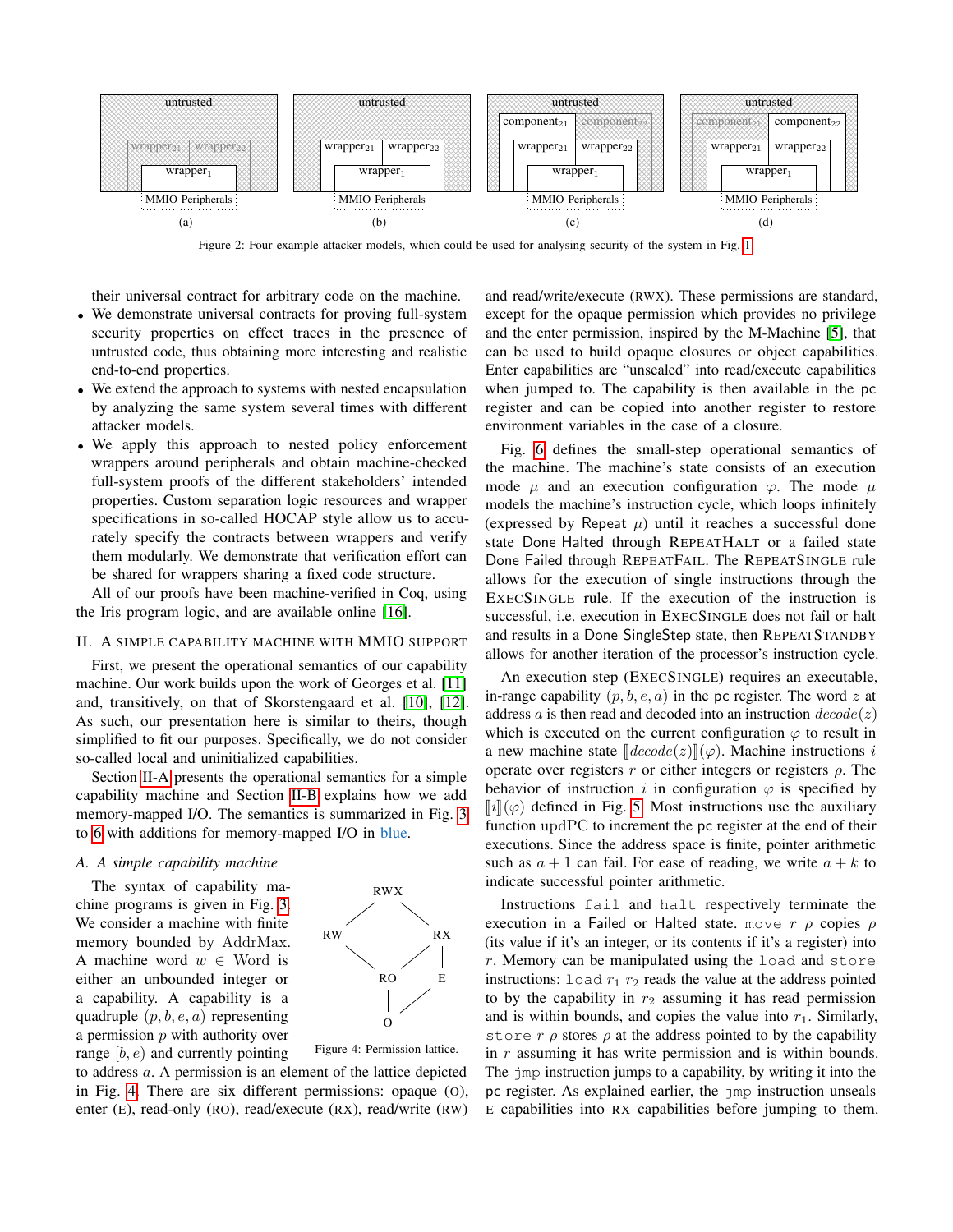untrusted

wrapper$_{21}$ wrapper$_{22}$

wrapper$_1$

MMIO Peripherals

(a)

untrusted

wrapper$_{21}$ wrapper$_{22}$

wrapper$_1$

MMIO Peripherals

(b)

untrusted

component$_{21}$ component$_{22}$

wrapper$_{21}$ wrapper$_{22}$

wrapper$_1$

MMIO Peripherals

(c)

untrusted

component$_{21}$ component$_{22}$

wrapper$_{21}$ wrapper$_{22}$

wrapper$_1$

MMIO Peripherals

(d)

Figure 2: Four example attacker models, which could be used for analysing security of the system in Fig. 1

their universal contract for arbitrary code on the machine.

- We demonstrate universal contracts for proving full-system security properties on effect traces in the presence of untrusted code, thus obtaining more interesting and realistic end-to-end properties.
- We extend the approach to systems with nested encapsulation by analyzing the same system several times with different attacker models.
- We apply this approach to nested policy enforcement wrappers around peripherals and obtain machine-checked full-system proofs of the different stakeholders' intended properties. Custom separation logic resources and wrapper specifications in so-called HOCAP style allow us to accurately specify the contracts between wrappers and verify them modularly. We demonstrate that verification effort can be shared for wrappers sharing a fixed code structure.

All of our proofs have been machine-verified in Coq, using the Iris program logic, and are available online [16].

## II. A simple capability machine with MMIO support

First, we present the operational semantics of our capability machine. Our work builds upon the work of Georges et al. [11] and, transitively, on that of Skorstengaard et al. [10], [12]. As such, our presentation here is similar to theirs, though simplified to fit our purposes. Specifically, we do not consider so-called local and uninitialized capabilities.

Section II-A presents the operational semantics for a simple capability machine and Section II-B explains how we add memory-mapped I/O. The semantics is summarized in Fig. 3 to 6 with additions for memory-mapped I/O in blue.

### A. A simple capability machine

The syntax of capability machine programs is given in Fig. 3. We consider a machine with finite memory bounded by AddrMax. A machine word $w \in$ Word is either an unbounded integer or a capability. A capability is a quadruple $(p, b, e, a)$ representing a permission $p$ with authority over range $[b, e)$ and currently pointing to address $a$. A permission is an element of the lattice depicted in Fig. 4. There are six different permissions: opaque (O), enter (E), read-only (RO), read/execute (RX), read/write (RW) and read/write/execute (RWX). These permissions are standard, except for the opaque permission which provides no privilege and the enter permission, inspired by the M-Machine [5], that can be used to build opaque closures or object capabilities. Enter capabilities are "unsealed" into read/execute capabilities when jumped to. The capability is then available in the pc register and can be copied into another register to restore environment variables in the case of a closure.

RWX

RW RX

RO E

O

Figure 4: Permission lattice.

Fig. 6 defines the small-step operational semantics of the machine. The machine's state consists of an execution mode $\mu$ and an execution configuration $\varphi$. The mode $\mu$ models the machine's instruction cycle, which loops infinitely (expressed by Repeat $\mu$) until it reaches a successful done state Done Halted through RepeatHalt or a failed state Done Failed through RepeatFail. The RepeatSingle rule allows for the execution of single instructions through the ExecSingle rule. If the execution of the instruction is successful, i.e. execution in ExecSingle does not fail or halt and results in a Done SingleStep state, then RepeatStandby allows for another iteration of the processor's instruction cycle.

An execution step (ExecSingle) requires an executable, in-range capability $(p, b, e, a)$ in the pc register. The word $z$ at address $a$ is then read and decoded into an instruction $decode(z)$ which is executed on the current configuration $\varphi$ to result in a new machine state $[\![decode(z)]\!](\varphi)$. Machine instructions $i$ operate over registers $r$ or either integers or registers $\rho$. The behavior of instruction $i$ in configuration $\varphi$ is specified by $[\![i]\!](\varphi)$ defined in Fig. 5. Most instructions use the auxiliary function updPC to increment the pc register at the end of their executions. Since the address space is finite, pointer arithmetic such as $a + 1$ can fail. For ease of reading, we write $a + k$ to indicate successful pointer arithmetic.

Instructions `fail` and `halt` respectively terminate the execution in a Failed or Halted state. `move` $r$ $\rho$ copies $\rho$ (its value if it's an integer, or its contents if it's a register) into $r$. Memory can be manipulated using the `load` and `store` instructions: `load` $r_1$ $r_2$ reads the value at the address pointed to by the capability in $r_2$ assuming it has read permission and is within bounds, and copies the value into $r_1$. Similarly, `store` $r$ $\rho$ stores $\rho$ at the address pointed to by the capability in $r$ assuming it has write permission and is within bounds. The `jmp` instruction jumps to a capability, by writing it into the pc register. As explained earlier, the `jmp` instruction unseals E capabilities into RX capabilities before jumping to them.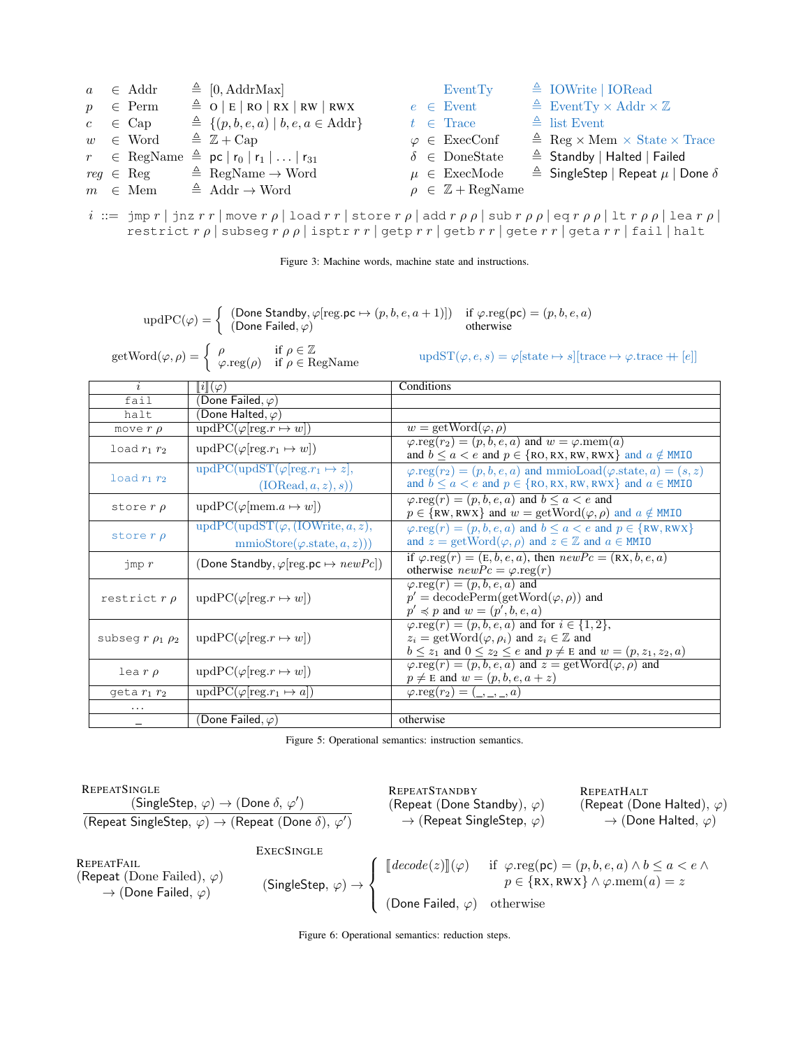$$
\begin{array}{lcll}
a & \in & \text{Addr} & \triangleq [0, \text{AddrMax}] \\
p & \in & \text{Perm} & \triangleq \text{O} \mid \text{E} \mid \text{RO} \mid \text{RX} \mid \text{RW} \mid \text{RWX} \\
c & \in & \text{Cap} & \triangleq \{(p, b, e, a) \mid b, e, a \in \text{Addr}\} \\
w & \in & \text{Word} & \triangleq \mathbb{Z} + \text{Cap} \\
r & \in & \text{RegName} & \triangleq \mathsf{pc} \mid \mathsf{r}_0 \mid \mathsf{r}_1 \mid \ldots \mid \mathsf{r}_{31} \\
reg & \in & \text{Reg} & \triangleq \text{RegName} \to \text{Word} \\
m & \in & \text{Mem} & \triangleq \text{Addr} \to \text{Word}
\end{array}
$$

$$
\begin{array}{lcll}
 & & \text{EventTy} & \triangleq \text{IOWrite} \mid \text{IORead} \\
e & \in & \text{Event} & \triangleq \text{EventTy} \times \text{Addr} \times \mathbb{Z} \\
t & \in & \text{Trace} & \triangleq \text{list Event} \\
\varphi & \in & \text{ExecConf} & \triangleq \text{Reg} \times \text{Mem} \times \text{State} \times \text{Trace} \\
\delta & \in & \text{DoneState} & \triangleq \mathsf{Standby} \mid \mathsf{Halted} \mid \mathsf{Failed} \\
\mu & \in & \text{ExecMode} & \triangleq \mathsf{SingleStep} \mid \mathsf{Repeat}\ \mu \mid \mathsf{Done}\ \delta \\
\rho & \in & \mathbb{Z} + \text{RegName} &
\end{array}
$$

$$
\begin{array}{rl}
i ::= & \texttt{jmp}\ r \mid \texttt{jnz}\ r\ r \mid \texttt{move}\ r\ \rho \mid \texttt{load}\ r\ r \mid \texttt{store}\ r\ \rho \mid \texttt{add}\ r\ \rho\ \rho \mid \texttt{sub}\ r\ \rho\ \rho \mid \texttt{eq}\ r\ \rho\ \rho \mid \texttt{lt}\ r\ \rho\ \rho \mid \texttt{lea}\ r\ \rho \mid \\
& \texttt{restrict}\ r\ \rho \mid \texttt{subseg}\ r\ \rho\ \rho \mid \texttt{isptr}\ r\ r \mid \texttt{getp}\ r\ r \mid \texttt{getb}\ r\ r \mid \texttt{gete}\ r\ r \mid \texttt{geta}\ r\ r \mid \texttt{fail} \mid \texttt{halt}
\end{array}
$$

Figure 3: Machine words, machine state and instructions.

$$
\text{updPC}(\varphi) = \begin{cases} (\mathsf{Done\ Standby}, \varphi[\text{reg}.\mathsf{pc} \mapsto (p, b, e, a+1)]) & \text{if } \varphi.\text{reg}(\mathsf{pc}) = (p, b, e, a) \\ (\mathsf{Done\ Failed}, \varphi) & \text{otherwise} \end{cases}
$$

$$
\text{getWord}(\varphi, \rho) = \begin{cases} \rho & \text{if } \rho \in \mathbb{Z} \\ \varphi.\text{reg}(\rho) & \text{if } \rho \in \text{RegName} \end{cases}
\qquad
\text{updST}(\varphi, e, s) = \varphi[\text{state} \mapsto s][\text{trace} \mapsto \varphi.\text{trace} +\!\!+ [e]]
$$

| $i$ | $[\![i]\!](\varphi)$ | Conditions |
|---|---|---|
| `fail` | $(\mathsf{Done\ Failed}, \varphi)$ | |
| `halt` | $(\mathsf{Done\ Halted}, \varphi)$ | |
| `move` $r\ \rho$ | $\text{updPC}(\varphi[\text{reg}.r \mapsto w])$ | $w = \text{getWord}(\varphi, \rho)$ |
| `load` $r_1\ r_2$ | $\text{updPC}(\varphi[\text{reg}.r_1 \mapsto w])$ | $\varphi.\text{reg}(r_2) = (p, b, e, a)$ and $w = \varphi.\text{mem}(a)$ and $b \leq a < e$ and $p \in \{\text{RO}, \text{RX}, \text{RW}, \text{RWX}\}$ and $a \notin \texttt{MMIO}$ |
| `load` $r_1\ r_2$ | $\text{updPC}(\text{updST}(\varphi[\text{reg}.r_1 \mapsto z], (\text{IORead}, a, z), s))$ | $\varphi.\text{reg}(r_2) = (p, b, e, a)$ and $\text{mmioLoad}(\varphi.\text{state}, a) = (s, z)$ and $b \leq a < e$ and $p \in \{\text{RO}, \text{RX}, \text{RW}, \text{RWX}\}$ and $a \in \texttt{MMIO}$ |
| `store` $r\ \rho$ | $\text{updPC}(\varphi[\text{mem}.a \mapsto w])$ | $\varphi.\text{reg}(r) = (p, b, e, a)$ and $b \leq a < e$ and $p \in \{\text{RW}, \text{RWX}\}$ and $w = \text{getWord}(\varphi, \rho)$ and $a \notin \texttt{MMIO}$ |
| `store` $r\ \rho$ | $\text{updPC}(\text{updST}(\varphi, (\text{IOWrite}, a, z), \text{mmioStore}(\varphi.\text{state}, a, z)))$ | $\varphi.\text{reg}(r) = (p, b, e, a)$ and $b \leq a < e$ and $p \in \{\text{RW}, \text{RWX}\}$ and $z = \text{getWord}(\varphi, \rho)$ and $z \in \mathbb{Z}$ and $a \in \texttt{MMIO}$ |
| `jmp` $r$ | $(\mathsf{Done\ Standby}, \varphi[\text{reg}.\mathsf{pc} \mapsto newPc])$ | if $\varphi.\text{reg}(r) = (\text{E}, b, e, a)$, then $newPc = (\text{RX}, b, e, a)$ otherwise $newPc = \varphi.\text{reg}(r)$ |
| `restrict` $r\ \rho$ | $\text{updPC}(\varphi[\text{reg}.r \mapsto w])$ | $\varphi.\text{reg}(r) = (p, b, e, a)$ and $p' = \text{decodePerm}(\text{getWord}(\varphi, \rho))$ and $p' \preccurlyeq p$ and $w = (p', b, e, a)$ |
| `subseg` $r\ \rho_1\ \rho_2$ | $\text{updPC}(\varphi[\text{reg}.r \mapsto w])$ | $\varphi.\text{reg}(r) = (p, b, e, a)$ and for $i \in \{1, 2\}$, $z_i = \text{getWord}(\varphi, \rho_i)$ and $z_i \in \mathbb{Z}$ and $b \leq z_1$ and $0 \leq z_2 \leq e$ and $p \neq \text{E}$ and $w = (p, z_1, z_2, a)$ |
| `lea` $r\ \rho$ | $\text{updPC}(\varphi[\text{reg}.r \mapsto w])$ | $\varphi.\text{reg}(r) = (p, b, e, a)$ and $z = \text{getWord}(\varphi, \rho)$ and $p \neq \text{E}$ and $w = (p, b, e, a + z)$ |
| `geta` $r_1\ r_2$ | $\text{updPC}(\varphi[\text{reg}.r_1 \mapsto a])$ | $\varphi.\text{reg}(r_2) = (\_, \_, \_, a)$ |
| ... | | |
| $\_$ | $(\mathsf{Done\ Failed}, \varphi)$ | otherwise |

Figure 5: Operational semantics: instruction semantics.

**RepeatSingle**

$$
\frac{(\mathsf{SingleStep},\ \varphi) \to (\mathsf{Done}\ \delta,\ \varphi')}{(\mathsf{Repeat\ SingleStep},\ \varphi) \to (\mathsf{Repeat}\ (\mathsf{Done}\ \delta),\ \varphi')}
$$

**RepeatStandby**

$$
(\mathsf{Repeat}\ (\mathsf{Done\ Standby}),\ \varphi) \to (\mathsf{Repeat\ SingleStep},\ \varphi)
$$

**RepeatHalt**

$$
(\mathsf{Repeat}\ (\mathsf{Done\ Halted}),\ \varphi) \to (\mathsf{Done\ Halted},\ \varphi)
$$

**RepeatFail**

$$
(\mathsf{Repeat}\ (\mathsf{Done\ Failed}),\ \varphi) \to (\mathsf{Done\ Failed},\ \varphi)
$$

**ExecSingle**

$$
(\mathsf{SingleStep},\ \varphi) \to \begin{cases} [\![decode(z)]\!](\varphi) & \text{if } \varphi.\text{reg}(\mathsf{pc}) = (p, b, e, a) \land b \leq a < e \land \\ & \quad p \in \{\text{RX}, \text{RWX}\} \land \varphi.\text{mem}(a) = z \\ (\mathsf{Done\ Failed},\ \varphi) & \text{otherwise} \end{cases}
$$

Figure 6: Operational semantics: reduction steps.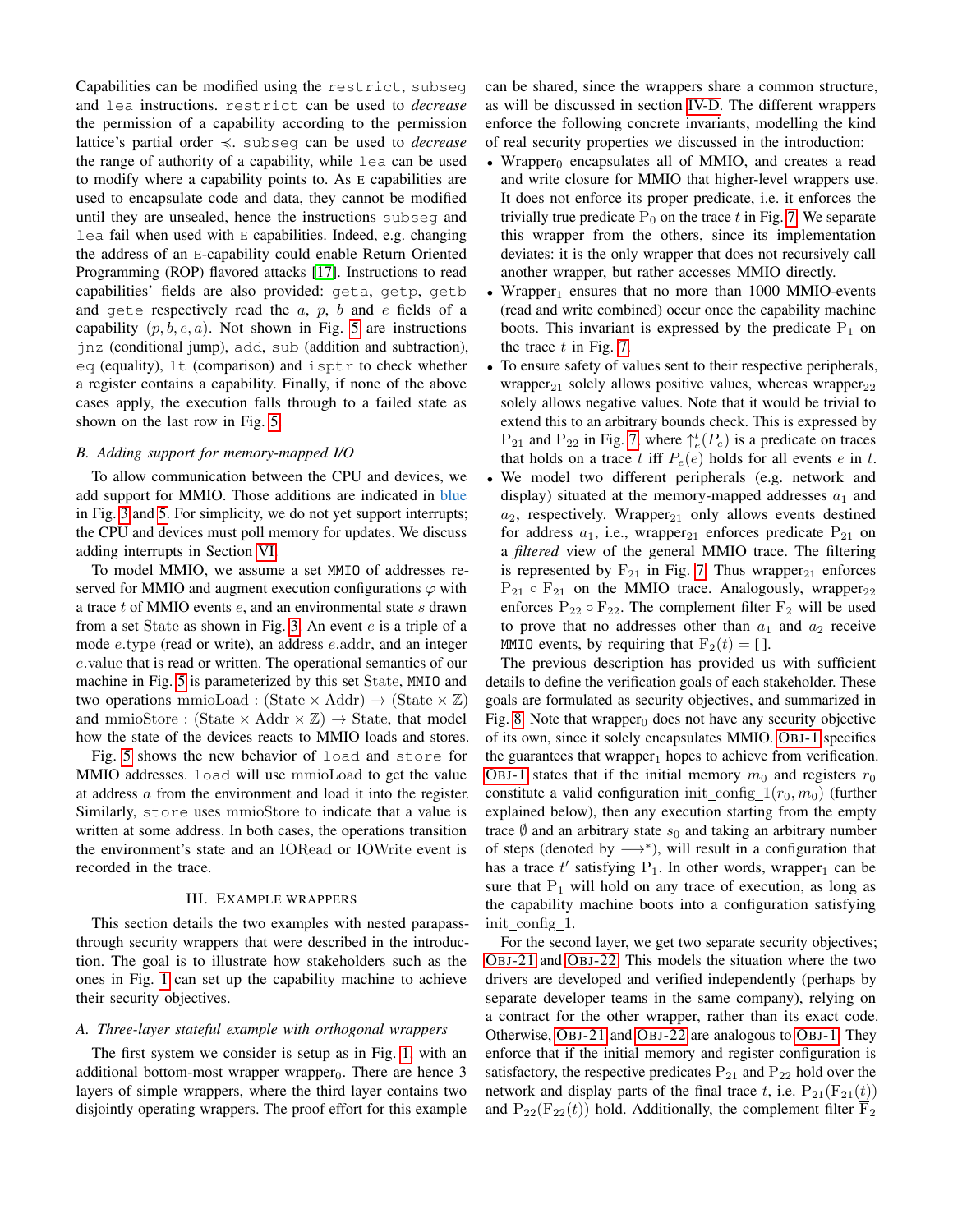Capabilities can be modified using the `restrict`, `subseg` and `lea` instructions. `restrict` can be used to *decrease* the permission of a capability according to the permission lattice's partial order $\preccurlyeq$. `subseg` can be used to *decrease* the range of authority of a capability, while `lea` can be used to modify where a capability points to. As E capabilities are used to encapsulate code and data, they cannot be modified until they are unsealed, hence the instructions `subseg` and `lea` fail when used with E capabilities. Indeed, e.g. changing the address of an E-capability could enable Return Oriented Programming (ROP) flavored attacks [17]. Instructions to read capabilities' fields are also provided: `geta`, `getp`, `getb` and `gete` respectively read the $a$, $p$, $b$ and $e$ fields of a capability $(p, b, e, a)$. Not shown in Fig. 5 are instructions `jnz` (conditional jump), `add`, `sub` (addition and subtraction), `eq` (equality), `lt` (comparison) and `isptr` to check whether a register contains a capability. Finally, if none of the above cases apply, the execution falls through to a failed state as shown on the last row in Fig. 5.

### B. Adding support for memory-mapped I/O

To allow communication between the CPU and devices, we add support for MMIO. Those additions are indicated in blue in Fig. 3 and 5. For simplicity, we do not yet support interrupts; the CPU and devices must poll memory for updates. We discuss adding interrupts in Section VI.

To model MMIO, we assume a set `MMIO` of addresses reserved for MMIO and augment execution configurations $\varphi$ with a trace $t$ of MMIO events $e$, and an environmental state $s$ drawn from a set State as shown in Fig. 3. An event $e$ is a triple of a mode $e$.type (read or write), an address $e$.addr, and an integer $e$.value that is read or written. The operational semantics of our machine in Fig. 5 is parameterized by this set State, `MMIO` and two operations $\text{mmioLoad} : (\text{State} \times \text{Addr}) \rightarrow (\text{State} \times \mathbb{Z})$ and $\text{mmioStore} : (\text{State} \times \text{Addr} \times \mathbb{Z}) \rightarrow \text{State}$, that model how the state of the devices reacts to MMIO loads and stores.

Fig. 5 shows the new behavior of `load` and `store` for MMIO addresses. `load` will use mmioLoad to get the value at address $a$ from the environment and load it into the register. Similarly, `store` uses mmioStore to indicate that a value is written at some address. In both cases, the operations transition the environment's state and an IORead or IOWrite event is recorded in the trace.

## III. Example wrappers

This section details the two examples with nested parapass-through security wrappers that were described in the introduction. The goal is to illustrate how stakeholders such as the ones in Fig. 1 can set up the capability machine to achieve their security objectives.

### A. Three-layer stateful example with orthogonal wrappers

The first system we consider is setup as in Fig. 1, with an additional bottom-most wrapper wrapper$_0$. There are hence 3 layers of simple wrappers, where the third layer contains two disjointly operating wrappers. The proof effort for this example can be shared, since the wrappers share a common structure, as will be discussed in section IV-D. The different wrappers enforce the following concrete invariants, modelling the kind of real security properties we discussed in the introduction:

- Wrapper$_0$ encapsulates all of MMIO, and creates a read and write closure for MMIO that higher-level wrappers use. It does not enforce its proper predicate, i.e. it enforces the trivially true predicate $\text{P}_0$ on the trace $t$ in Fig. 7. We separate this wrapper from the others, since its implementation deviates: it is the only wrapper that does not recursively call another wrapper, but rather accesses MMIO directly.
- Wrapper$_1$ ensures that no more than 1000 MMIO-events (read and write combined) occur once the capability machine boots. This invariant is expressed by the predicate $\text{P}_1$ on the trace $t$ in Fig. 7.
- To ensure safety of values sent to their respective peripherals, wrapper$_{21}$ solely allows positive values, whereas wrapper$_{22}$ solely allows negative values. Note that it would be trivial to extend this to an arbitrary bounds check. This is expressed by $\text{P}_{21}$ and $\text{P}_{22}$ in Fig. 7, where $\uparrow_e^t(P_e)$ is a predicate on traces that holds on a trace $t$ iff $P_e(e)$ holds for all events $e$ in $t$.
- We model two different peripherals (e.g. network and display) situated at the memory-mapped addresses $a_1$ and $a_2$, respectively. Wrapper$_{21}$ only allows events destined for address $a_1$, i.e., wrapper$_{21}$ enforces predicate $\text{P}_{21}$ on a *filtered* view of the general MMIO trace. The filtering is represented by $\text{F}_{21}$ in Fig. 7. Thus wrapper$_{21}$ enforces $\text{P}_{21} \circ \text{F}_{21}$ on the MMIO trace. Analogously, wrapper$_{22}$ enforces $\text{P}_{22} \circ \text{F}_{22}$. The complement filter $\overline{\text{F}}_2$ will be used to prove that no addresses other than $a_1$ and $a_2$ receive `MMIO` events, by requiring that $\overline{\text{F}}_2(t) = [\,]$.

The previous description has provided us with sufficient details to define the verification goals of each stakeholder. These goals are formulated as security objectives, and summarized in Fig. 8. Note that wrapper$_0$ does not have any security objective of its own, since it solely encapsulates MMIO. OBJ-1 specifies the guarantees that wrapper$_1$ hopes to achieve from verification. OBJ-1 states that if the initial memory $m_0$ and registers $r_0$ constitute a valid configuration $\text{init\_config\_1}(r_0, m_0)$ (further explained below), then any execution starting from the empty trace $\emptyset$ and an arbitrary state $s_0$ and taking an arbitrary number of steps (denoted by $\longrightarrow^*$), will result in a configuration that has a trace $t'$ satisfying $\text{P}_1$. In other words, wrapper$_1$ can be sure that $\text{P}_1$ will hold on any trace of execution, as long as the capability machine boots into a configuration satisfying init_config_1.

For the second layer, we get two separate security objectives; OBJ-21 and OBJ-22. This models the situation where the two drivers are developed and verified independently (perhaps by separate developer teams in the same company), relying on a contract for the other wrapper, rather than its exact code. Otherwise, OBJ-21 and OBJ-22 are analogous to OBJ-1. They enforce that if the initial memory and register configuration is satisfactory, the respective predicates $\text{P}_{21}$ and $\text{P}_{22}$ hold over the network and display parts of the final trace $t$, i.e. $\text{P}_{21}(\text{F}_{21}(t))$ and $\text{P}_{22}(\text{F}_{22}(t))$ hold. Additionally, the complement filter $\overline{\text{F}}_2$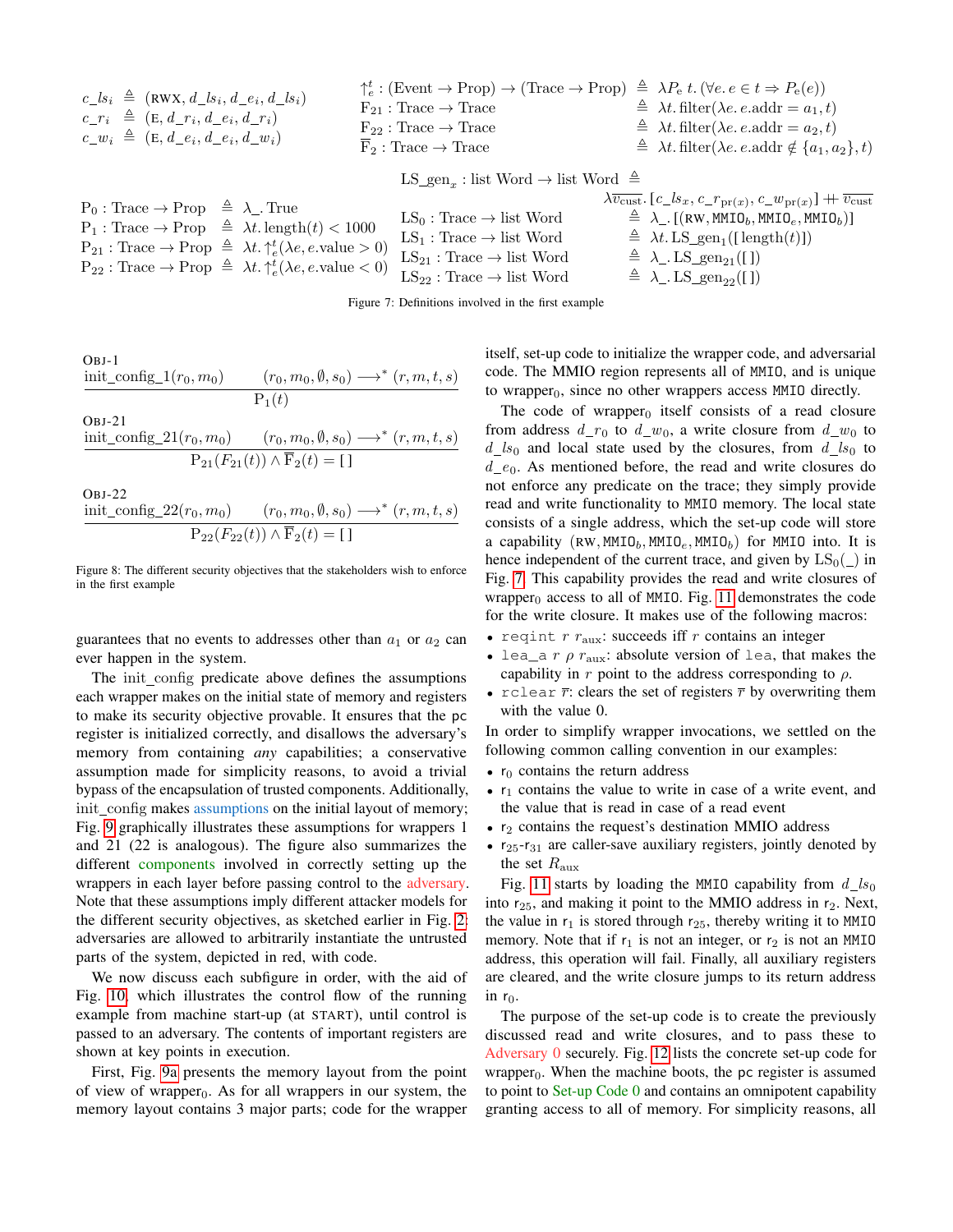$$c\_ls_i \triangleq (\text{RWX}, d\_ls_i, d\_e_i, d\_ls_i)$$
$$c\_r_i \triangleq (\text{E}, d\_r_i, d\_e_i, d\_r_i)$$
$$c\_w_i \triangleq (\text{E}, d\_e_i, d\_e_i, d\_w_i)$$

$$\uparrow^t_e : (\text{Event} \to \text{Prop}) \to (\text{Trace} \to \text{Prop}) \triangleq \lambda P_e\, t.\, (\forall e.\, e \in t \Rightarrow P_e(e))$$
$$\text{F}_{21} : \text{Trace} \to \text{Trace} \triangleq \lambda t.\, \text{filter}(\lambda e.\, e.\text{addr} = a_1, t)$$
$$\text{F}_{22} : \text{Trace} \to \text{Trace} \triangleq \lambda t.\, \text{filter}(\lambda e.\, e.\text{addr} = a_2, t)$$
$$\overline{\text{F}}_2 : \text{Trace} \to \text{Trace} \triangleq \lambda t.\, \text{filter}(\lambda e.\, e.\text{addr} \notin \{a_1, a_2\}, t)$$

$$\text{LS\_gen}_x : \text{list Word} \to \text{list Word} \triangleq \lambda \overline{v_{\text{cust}}}.\, [c\_ls_x, c\_r_{\text{pr}(x)}, c\_w_{\text{pr}(x)}] +\!\!+ \overline{v_{\text{cust}}}$$

$$\text{P}_0 : \text{Trace} \to \text{Prop} \triangleq \lambda\_.\, \text{True}$$
$$\text{P}_1 : \text{Trace} \to \text{Prop} \triangleq \lambda t.\, \text{length}(t) < 1000$$
$$\text{P}_{21} : \text{Trace} \to \text{Prop} \triangleq \lambda t.\, \uparrow^t_e(\lambda e, e.\text{value} > 0)$$
$$\text{P}_{22} : \text{Trace} \to \text{Prop} \triangleq \lambda t.\, \uparrow^t_e(\lambda e, e.\text{value} < 0)$$

$$\text{LS}_0 : \text{Trace} \to \text{list Word} \triangleq \lambda\_.\, [(\text{RW}, \texttt{MMIO}_b, \texttt{MMIO}_e, \texttt{MMIO}_b)]$$
$$\text{LS}_1 : \text{Trace} \to \text{list Word} \triangleq \lambda t.\, \text{LS\_gen}_1([\text{length}(t)])$$
$$\text{LS}_{21} : \text{Trace} \to \text{list Word} \triangleq \lambda\_.\, \text{LS\_gen}_{21}([\,])$$
$$\text{LS}_{22} : \text{Trace} \to \text{list Word} \triangleq \lambda\_.\, \text{LS\_gen}_{22}([\,])$$

Figure 7: Definitions involved in the first example

OBJ-1
$$\frac{\text{init\_config\_1}(r_0, m_0) \qquad (r_0, m_0, \emptyset, s_0) \longrightarrow^* (r, m, t, s)}{\text{P}_1(t)}$$

OBJ-21
$$\frac{\text{init\_config\_21}(r_0, m_0) \qquad (r_0, m_0, \emptyset, s_0) \longrightarrow^* (r, m, t, s)}{\text{P}_{21}(F_{21}(t)) \wedge \overline{\text{F}}_2(t) = [\,]}$$

OBJ-22
$$\frac{\text{init\_config\_22}(r_0, m_0) \qquad (r_0, m_0, \emptyset, s_0) \longrightarrow^* (r, m, t, s)}{\text{P}_{22}(F_{22}(t)) \wedge \overline{\text{F}}_2(t) = [\,]}$$

Figure 8: The different security objectives that the stakeholders wish to enforce in the first example

guarantees that no events to addresses other than $a_1$ or $a_2$ can ever happen in the system.

The init_config predicate above defines the assumptions each wrapper makes on the initial state of memory and registers to make its security objective provable. It ensures that the pc register is initialized correctly, and disallows the adversary's memory from containing *any* capabilities; a conservative assumption made for simplicity reasons, to avoid a trivial bypass of the encapsulation of trusted components. Additionally, init_config makes assumptions on the initial layout of memory; Fig. 9 graphically illustrates these assumptions for wrappers 1 and 21 (22 is analogous). The figure also summarizes the different components involved in correctly setting up the wrappers in each layer before passing control to the adversary. Note that these assumptions imply different attacker models for the different security objectives, as sketched earlier in Fig. 2; adversaries are allowed to arbitrarily instantiate the untrusted parts of the system, depicted in red, with code.

We now discuss each subfigure in order, with the aid of Fig. 10, which illustrates the control flow of the running example from machine start-up (at START), until control is passed to an adversary. The contents of important registers are shown at key points in execution.

First, Fig. 9a presents the memory layout from the point of view of wrapper$_0$. As for all wrappers in our system, the memory layout contains 3 major parts; code for the wrapper itself, set-up code to initialize the wrapper code, and adversarial code. The MMIO region represents all of `MMIO`, and is unique to wrapper$_0$, since no other wrappers access `MMIO` directly.

The code of wrapper$_0$ itself consists of a read closure from address $d\_r_0$ to $d\_w_0$, a write closure from $d\_w_0$ to $d\_ls_0$ and local state used by the closures, from $d\_ls_0$ to $d\_e_0$. As mentioned before, the read and write closures do not enforce any predicate on the trace; they simply provide read and write functionality to `MMIO` memory. The local state consists of a single address, which the set-up code will store a capability $(\text{RW}, \texttt{MMIO}_b, \texttt{MMIO}_e, \texttt{MMIO}_b)$ for `MMIO` into. It is hence independent of the current trace, and given by $\text{LS}_0(\_)$ in Fig. 7. This capability provides the read and write closures of wrapper$_0$ access to all of `MMIO`. Fig. 11 demonstrates the code for the write closure. It makes use of the following macros:

- `reqint` $r$ $r_{\text{aux}}$: succeeds iff $r$ contains an integer
- `lea_a` $r$ $\rho$ $r_{\text{aux}}$: absolute version of `lea`, that makes the capability in $r$ point to the address corresponding to $\rho$.
- `rclear` $\overline{r}$: clears the set of registers $\overline{r}$ by overwriting them with the value 0.

In order to simplify wrapper invocations, we settled on the following common calling convention in our examples:

- $\mathsf{r}_0$ contains the return address
- $\mathsf{r}_1$ contains the value to write in case of a write event, and the value that is read in case of a read event
- $\mathsf{r}_2$ contains the request's destination MMIO address
- $\mathsf{r}_{25}$-$\mathsf{r}_{31}$ are caller-save auxiliary registers, jointly denoted by the set $R_{\text{aux}}$

Fig. 11 starts by loading the `MMIO` capability from $d\_ls_0$ into $\mathsf{r}_{25}$, and making it point to the MMIO address in $\mathsf{r}_2$. Next, the value in $\mathsf{r}_1$ is stored through $\mathsf{r}_{25}$, thereby writing it to `MMIO` memory. Note that if $\mathsf{r}_1$ is not an integer, or $\mathsf{r}_2$ is not an `MMIO` address, this operation will fail. Finally, all auxiliary registers are cleared, and the write closure jumps to its return address in $\mathsf{r}_0$.

The purpose of the set-up code is to create the previously discussed read and write closures, and to pass these to Adversary 0 securely. Fig. 12 lists the concrete set-up code for wrapper$_0$. When the machine boots, the pc register is assumed to point to Set-up Code 0 and contains an omnipotent capability granting access to all of memory. For simplicity reasons, all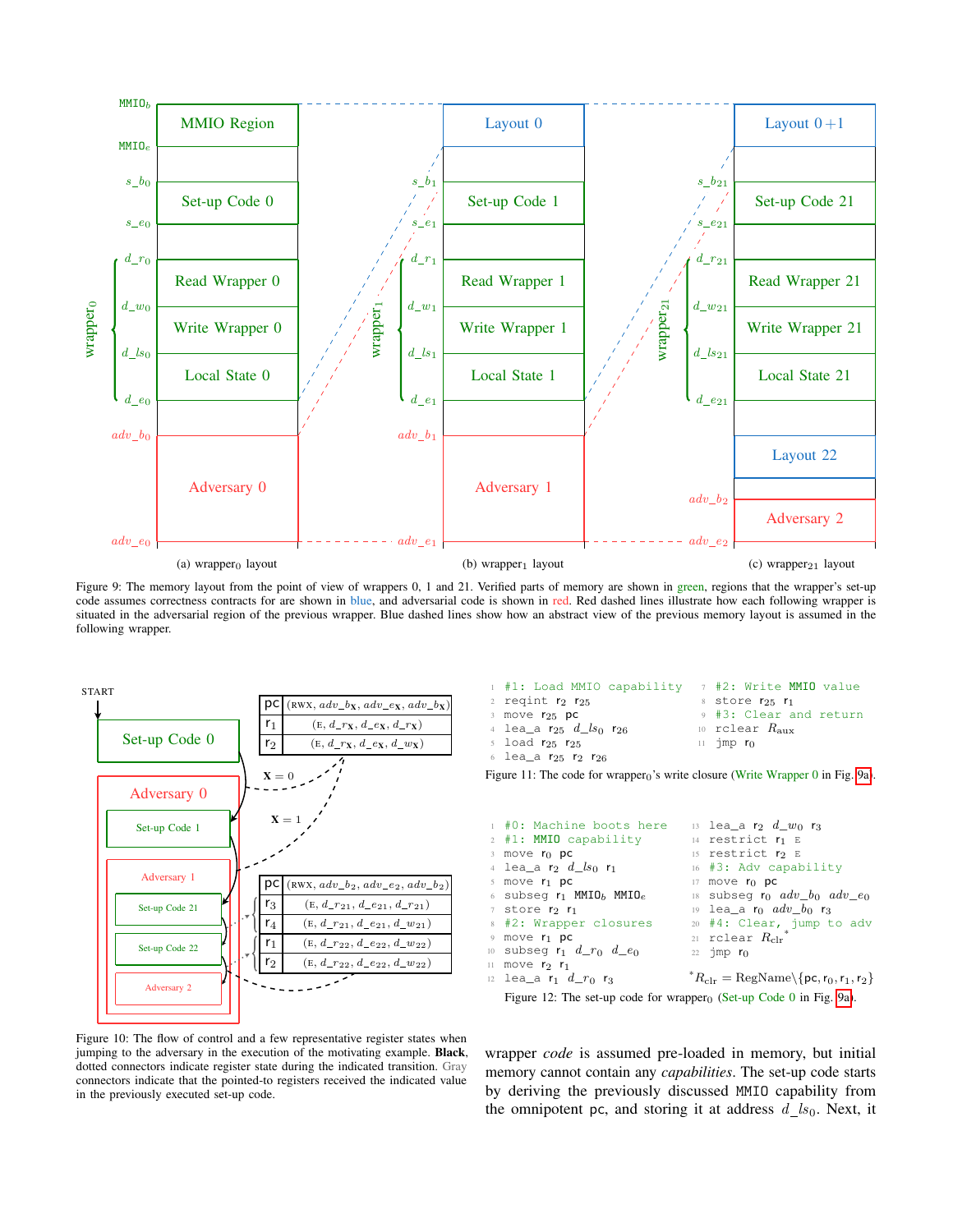Figure 9: The memory layout from the point of view of wrappers 0, 1 and 21. Verified parts of memory are shown in green, regions that the wrapper's set-up code assumes correctness contracts for are shown in blue, and adversarial code is shown in red. Red dashed lines illustrate how each following wrapper is situated in the adversarial region of the previous wrapper. Blue dashed lines show how an abstract view of the previous memory layout is assumed in the following wrapper.

(a) $\text{wrapper}_0$ layout (b) $\text{wrapper}_1$ layout (c) $\text{wrapper}_{21}$ layout

Figure 10: The flow of control and a few representative register states when jumping to the adversary in the execution of the motivating example. **Black**, dotted connectors indicate register state during the indicated transition. Gray connectors indicate that the pointed-to registers received the indicated value in the previously executed set-up code.

| pc | (RWX, $adv\_b_X$, $adv\_e_X$, $adv\_b_X$) |
|---|---|
| $r_1$ | (E, $d\_r_X$, $d\_e_X$, $d\_r_X$) |
| $r_2$ | (E, $d\_r_X$, $d\_e_X$, $d\_w_X$) |

| pc | (RWX, $adv\_b_2$, $adv\_e_2$, $adv\_b_2$) |
|---|---|
| $r_3$ | (E, $d\_r_{21}$, $d\_e_{21}$, $d\_r_{21}$) |
| $r_4$ | (E, $d\_r_{21}$, $d\_e_{21}$, $d\_w_{21}$) |
| $r_1$ | (E, $d\_r_{22}$, $d\_e_{22}$, $d\_w_{22}$) |
| $r_2$ | (E, $d\_r_{22}$, $d\_e_{22}$, $d\_w_{22}$) |

```
1  #1: Load MMIO capability
2  reqint r2 r25
3  move r0 pc
4  lea_a r25 d_ls0 r26
5  load r25 r25
6  lea_a r25 r2 r26
7  #2: Write MMIO value
8  store r25 r1
9  #3: Clear and return
10 rclear R_aux
11 jmp r0
```

Figure 11: The code for $\text{wrapper}_0$'s write closure (Write Wrapper 0 in Fig. 9a).

```
1  #0: Machine boots here
2  #1: MMIO capability
3  move r0 pc
4  lea_a r2 d_ls0 r1
5  move r1 pc
6  subseg r1 MMIO_b MMIO_e
7  store r2 r1
8  #2: Wrapper closures
9  move r1 pc
10 subseg r1 d_r0 d_e0
11 move r2 r1
12 lea_a r1 d_r0 r3
13 lea_a r2 d_w0 r3
14 restrict r1 E
15 restrict r2 E
16 #3: Adv capability
17 move r0 pc
18 subseg r0 adv_b0 adv_e0
19 lea_a r0 adv_b0 r3
20 #4: Clear, jump to adv
21 rclear R_clr*
22 jmp r0
```

$^*R_{\text{clr}} = \text{RegName} \backslash \{\text{pc}, r_0, r_1, r_2\}$

Figure 12: The set-up code for $\text{wrapper}_0$ (Set-up Code 0 in Fig. 9a).

wrapper *code* is assumed pre-loaded in memory, but initial memory cannot contain any *capabilities*. The set-up code starts by deriving the previously discussed MMIO capability from the omnipotent pc, and storing it at address $d\_ls_0$. Next, it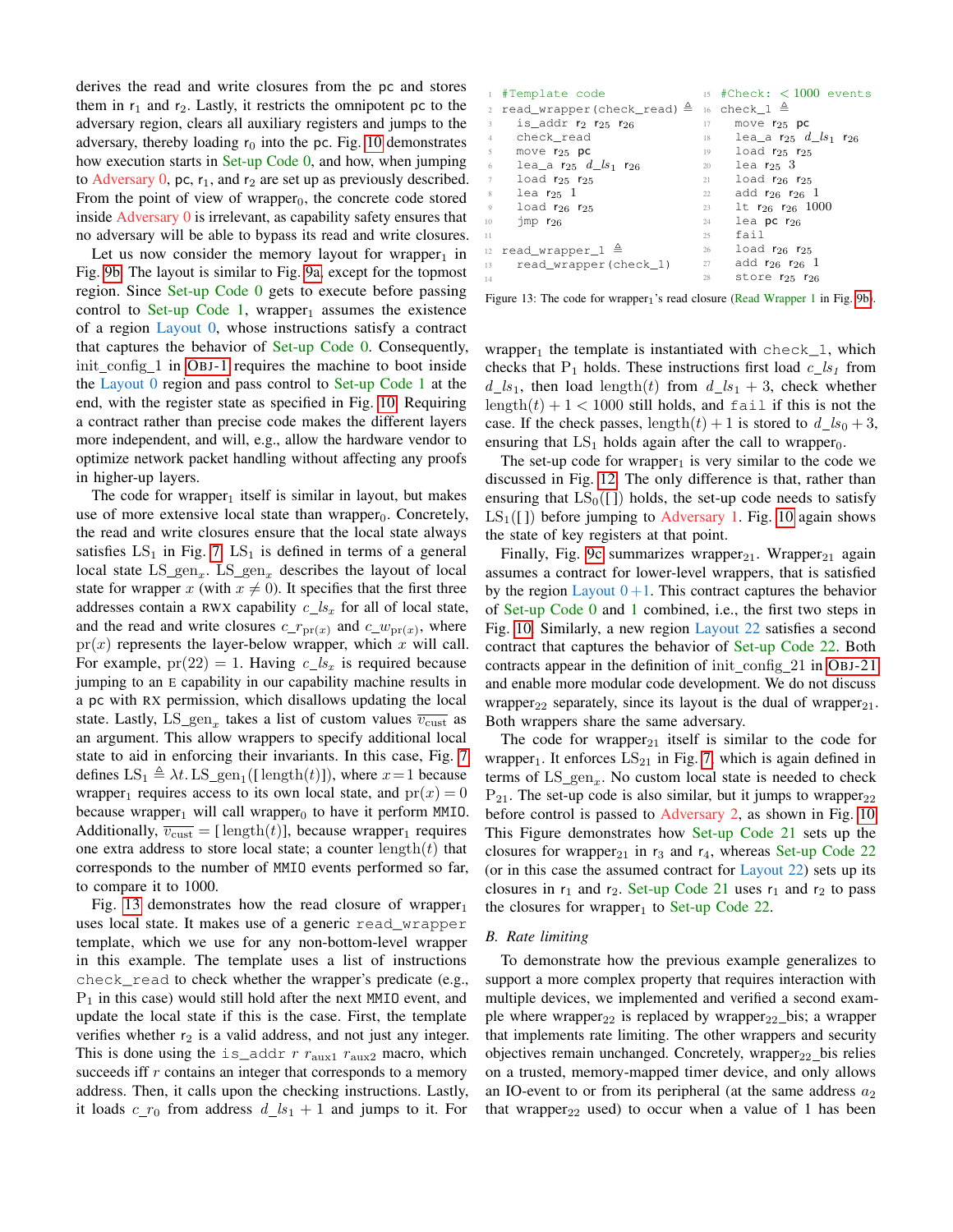derives the read and write closures from the pc and stores them in $r_1$ and $r_2$. Lastly, it restricts the omnipotent pc to the adversary region, clears all auxiliary registers and jumps to the adversary, thereby loading $r_0$ into the pc. Fig. 10 demonstrates how execution starts in Set-up Code 0, and how, when jumping to Adversary 0, pc, $r_1$, and $r_2$ are set up as previously described. From the point of view of wrapper$_0$, the concrete code stored inside Adversary 0 is irrelevant, as capability safety ensures that no adversary will be able to bypass its read and write closures.

Let us now consider the memory layout for wrapper$_1$ in Fig. 9b. The layout is similar to Fig. 9a, except for the topmost region. Since Set-up Code 0 gets to execute before passing control to Set-up Code 1, wrapper$_1$ assumes the existence of a region Layout 0, whose instructions satisfy a contract that captures the behavior of Set-up Code 0. Consequently, init_config_1 in OBJ-1 requires the machine to boot inside the Layout 0 region and pass control to Set-up Code 1 at the end, with the register state as specified in Fig. 10. Requiring a contract rather than precise code makes the different layers more independent and will, e.g., allow the hardware vendor to optimize network packet handling without affecting any proofs in higher-up layers.

The code for wrapper$_1$ itself is similar in layout, but makes use of more extensive local state than wrapper$_0$. Concretely, the read and write closures ensure that the local state always satisfies $\mathrm{LS}_1$ in Fig. 7. $\mathrm{LS}_1$ is defined in terms of a general local state $\mathrm{LS\_gen}_x$. $\mathrm{LS\_gen}_x$ describes the layout of local state for wrapper $x$ (with $x \neq 0$). It specifies that the first three addresses contain a RWX capability $c\_ls_x$ for all of local state, and the read and write closures $c\_r_{\mathrm{pr}(x)}$ and $c\_w_{\mathrm{pr}(x)}$, where $\mathrm{pr}(x)$ represents the layer-below wrapper, which $x$ will call. For example, $\mathrm{pr}(22) = 1$. Having $c\_ls_x$ is required because jumping to an E capability in our capability machine results in a pc with RX permission, which disallows updating the local state. Lastly, $\mathrm{LS\_gen}_x$ takes a list of custom values $\overline{v_{\mathrm{cust}}}$ as an argument. This allow wrappers to specify additional local state to aid in enforcing their invariants. In this case, Fig. 7 defines $\mathrm{LS}_1 \triangleq \lambda t.\, \mathrm{LS\_gen}_1([\,\mathrm{length}(t)])$, where $x = 1$ because wrapper$_1$ requires access to its own local state, and $\mathrm{pr}(x) = 0$ because wrapper$_1$ will call wrapper$_0$ to have it perform MMIO. Additionally, $\overline{v_{\mathrm{cust}}} = [\,\mathrm{length}(t)]$, because wrapper$_1$ requires one extra address to store local state; a counter $\mathrm{length}(t)$ that corresponds to the number of MMIO events performed so far, to compare it to 1000.

Fig. 13 demonstrates how the read closure of wrapper$_1$ uses local state. It makes use of a generic read_wrapper template, which we use for any non-bottom-level wrapper in this example. The template uses a list of instructions check_read to check whether the wrapper's predicate (e.g., $\mathrm{P}_1$ in this case) would still hold after the next MMIO event, and update the local state if this is the case. First, the template verifies whether $r_2$ is a valid address, and not just any integer. This is done using the is_addr $r$ $r_{\mathrm{aux1}}$ $r_{\mathrm{aux2}}$ macro, which succeeds iff $r$ contains an integer that corresponds to a memory address. Then, it calls upon the checking instructions. Lastly, it loads $c\_r_0$ from address $d\_ls_1 + 1$ and jumps to it. For

```
1  #Template code
2  read_wrapper(check_read) ≜
3    is_addr r2 r25 r26
4    check_read
5    move r25 pc
6    lea_a r25 d_ls1 r26
7    load r25 r25
8    lea r25 1
9    load r26 r25
10   jmp r26
11
12 read_wrapper_1 ≜
13   read_wrapper(check_1)
14
15 #Check: < 1000 events
16 check_1 ≜
17   move r25 pc
18   lea_a r25 d_ls1 r26
19   load r25 r25
20   lea r25 3
21   load r26 r25
22   add r26 r26 1
23   lt r26 r26 1000
24   lea pc r26
25   fail
26   load r26 r25
27   add r26 r26 1
28   store r25 r26
```

Figure 13: The code for wrapper$_1$'s read closure (Read Wrapper 1 in Fig. 9b).

wrapper$_1$ the template is instantiated with check_1, which checks that $\mathrm{P}_1$ holds. These instructions first load $c\_ls_1$ from $d\_ls_1$, then load $\mathrm{length}(t)$ from $d\_ls_1 + 3$, check whether $\mathrm{length}(t) + 1 < 1000$ still holds, and fail if this is not the case. If the check passes, $\mathrm{length}(t) + 1$ is stored to $d\_ls_0 + 3$, ensuring that $\mathrm{LS}_1$ holds again after the call to wrapper$_0$.

The set-up code for wrapper$_1$ is very similar to the code we discussed in Fig. 12. The only difference is that, rather than ensuring that $\mathrm{LS}_0([\,])$ holds, the set-up code needs to satisfy $\mathrm{LS}_1([\,])$ before jumping to Adversary 1. Fig. 10 again shows the state of key registers at that point.

Finally, Fig. 9c summarizes wrapper$_{21}$. Wrapper$_{21}$ again assumes a contract for lower-level wrappers, that is satisfied by the region Layout 0+1. This contract captures the behavior of Set-up Code 0 and 1 combined, i.e., the first two steps in Fig. 10. Similarly, a new region Layout 22 satisfies a second contract that captures the behavior of Set-up Code 22. Both contracts appear in the definition of init_config_21 in OBJ-21 and enable more modular code development. We do not discuss wrapper$_{22}$ separately, since its layout is the dual of wrapper$_{21}$. Both wrappers share the same adversary.

The code for wrapper$_{21}$ itself is similar to the code for wrapper$_1$. It enforces $\mathrm{LS}_{21}$ in Fig. 7, which is again defined in terms of $\mathrm{LS\_gen}_x$. No custom local state is needed to check $\mathrm{P}_{21}$. The set-up code is also similar, but it jumps to wrapper$_{22}$ before control is passed to Adversary 2, as shown in Fig. 10. This Figure demonstrates how Set-up Code 21 sets up the closures for wrapper$_{21}$ in $r_3$ and $r_4$, whereas Set-up Code 22 (or in this case the assumed contract for Layout 22) sets up its closures in $r_1$ and $r_2$. Set-up Code 21 uses $r_1$ and $r_2$ to pass the closures for wrapper$_1$ to Set-up Code 22.

### B. Rate limiting

To demonstrate how the previous example generalizes to support a more complex property that requires interaction with multiple devices, we implemented and verified a second example where wrapper$_{22}$ is replaced by wrapper$_{22}$_bis; a wrapper that implements rate limiting. The other wrappers and security objectives remain unchanged. Concretely, wrapper$_{22}$_bis relies on a trusted, memory-mapped timer device, and only allows an IO-event to or from its peripheral (at the same address $a_2$ that wrapper$_{22}$ used) to occur when a value of 1 has been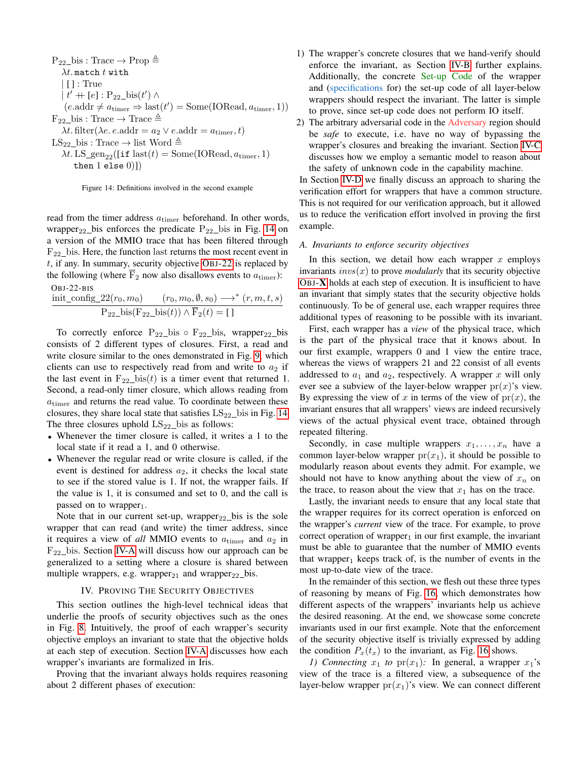$$
\begin{aligned}
&\mathrm{P_{22}\_bis} : \mathrm{Trace} \to \mathrm{Prop} \triangleq \\
&\quad \lambda t.\, \texttt{match}\ t\ \texttt{with} \\
&\quad \mid [\,] : \mathrm{True} \\
&\quad \mid t' +\!\!+ [e] : \mathrm{P_{22}\_bis}(t') \land \\
&\quad\quad (e.\mathrm{addr} \neq a_{\mathrm{timer}} \Rightarrow \mathrm{last}(t') = \mathrm{Some}(\mathrm{IORead}, a_{\mathrm{timer}}, 1)) \\
&\mathrm{F_{22}\_bis} : \mathrm{Trace} \to \mathrm{Trace} \triangleq \\
&\quad \lambda t.\, \mathrm{filter}(\lambda e.\, e.\mathrm{addr} = a_2 \lor e.\mathrm{addr} = a_{\mathrm{timer}}, t) \\
&\mathrm{LS_{22}\_bis} : \mathrm{Trace} \to \mathrm{list\ Word} \triangleq \\
&\quad \lambda t.\, \mathrm{LS\_gen_{22}}([\texttt{if}\ \mathrm{last}(t) = \mathrm{Some}(\mathrm{IORead}, a_{\mathrm{timer}}, 1) \\
&\quad\quad \texttt{then}\ 1\ \texttt{else}\ 0)])
\end{aligned}
$$

Figure 14: Definitions involved in the second example

read from the timer address $a_{\text{timer}}$ beforehand. In other words, wrapper$_{22}$_bis enforces the predicate P$_{22}$_bis in Fig. 14 on a version of the MMIO trace that has been filtered through F$_{22}$_bis. Here, the function last returns the most recent event in $t$, if any. In summary, security objective OBJ-22 is replaced by the following (where $\overline{\mathrm{F}}_2$ now also disallows events to $a_{\text{timer}}$):

OBJ-22-BIS

$$
\frac{\mathrm{init\_config\_22}(r_0, m_0) \qquad (r_0, m_0, \emptyset, s_0) \longrightarrow^* (r, m, t, s)}{\mathrm{P_{22}\_bis}(\mathrm{F_{22}\_bis}(t)) \land \overline{\mathrm{F}}_2(t) = [\,]}
$$

To correctly enforce P$_{22}$_bis $\circ$ F$_{22}$_bis, wrapper$_{22}$_bis consists of 2 different types of closures. First, a read and write closure similar to the ones demonstrated in Fig. 9, which clients can use to respectively read from and write to $a_2$ if the last event in F$_{22}$_bis$(t)$ is a timer event that returned 1. Second, a read-only timer closure, which allows reading from $a_{\text{timer}}$ and returns the read value. To coordinate between these closures, they share local state that satisfies LS$_{22}$_bis in Fig. 14. The three closures uphold LS$_{22}$_bis as follows:

- Whenever the timer closure is called, it writes a 1 to the local state if it read a 1, and 0 otherwise.
- Whenever the regular read or write closure is called, if the event is destined for address $a_2$, it checks the local state to see if the stored value is 1. If not, the wrapper fails. If the value is 1, it is consumed and set to 0, and the call is passed on to wrapper$_1$.

Note that in our current set-up, wrapper$_{22}$_bis is the sole wrapper that can read (and write) the timer address, since it requires a view of *all* MMIO events to $a_{\text{timer}}$ and $a_2$ in F$_{22}$_bis. Section IV-A will discuss how our approach can be generalized to a setting where a closure is shared between multiple wrappers, e.g. wrapper$_{21}$ and wrapper$_{22}$_bis.

## IV. Proving the Security Objectives

This section outlines the high-level technical ideas that underlie the proofs of security objectives such as the ones in Fig. 8. Intuitively, the proof of each wrapper's security objective employs an invariant to state that the objective holds at each step of execution. Section IV-A discusses how each wrapper's invariants are formalized in Iris.

Proving that the invariant always holds requires reasoning about 2 different phases of execution:

1) The wrapper's concrete closures that we hand-verify should enforce the invariant, as Section IV-B further explains. Additionally, the concrete Set-up Code of the wrapper and (specifications for) the set-up code of all layer-below wrappers should respect the invariant. The latter is simple to prove, since set-up code does not perform IO itself.
2) The arbitrary adversarial code in the Adversary region should be *safe* to execute, i.e. have no way of bypassing the wrapper's closures and breaking the invariant. Section IV-C discusses how we employ a semantic model to reason about the safety of unknown code in the capability machine.

In Section IV-D we finally discuss an approach to sharing the verification effort for wrappers that have a common structure. This is not required for our verification approach, but it allowed us to reduce the verification effort involved in proving the first example.

### A. Invariants to enforce security objectives

In this section, we detail how each wrapper $x$ employs invariants $invs(x)$ to prove *modularly* that its security objective OBJ-**X** holds at each step of execution. It is insufficient to have an invariant that simply states that the security objective holds continuously. To be of general use, each wrapper requires three additional types of reasoning to be possible with its invariant.

First, each wrapper has a *view* of the physical trace, which is the part of the physical trace that it knows about. In our first example, wrappers 0 and 1 view the entire trace, whereas the views of wrappers 21 and 22 consist of all events addressed to $a_1$ and $a_2$, respectively. A wrapper $x$ will only ever see a subview of the layer-below wrapper $\mathrm{pr}(x)$'s view. By expressing the view of $x$ in terms of the view of $\mathrm{pr}(x)$, the invariant ensures that all wrappers' views are indeed recursively views of the actual physical event trace, obtained through repeated filtering.

Secondly, in case multiple wrappers $x_1, \ldots, x_n$ have a common layer-below wrapper $\mathrm{pr}(x_1)$, it should be possible to modularly reason about events they admit. For example, we should not have to know anything about the view of $x_n$ on the trace, to reason about the view that $x_1$ has on the trace.

Lastly, the invariant needs to ensure that any local state that the wrapper requires for its correct operation is enforced on the wrapper's *current* view of the trace. For example, to prove correct operation of wrapper$_1$ in our first example, the invariant must be able to guarantee that the number of MMIO events that wrapper$_1$ keeps track of, is the number of events in the most up-to-date view of the trace.

In the remainder of this section, we flesh out these three types of reasoning by means of Fig. 16, which demonstrates how different aspects of the wrappers' invariants help us achieve the desired reasoning. At the end, we showcase some concrete invariants used in our first example. Note that the enforcement of the security objective itself is trivially expressed by adding the condition $P_x(t_x)$ to the invariant, as Fig. 16 shows.

*1) Connecting $x_1$ to $\mathrm{pr}(x_1)$:* In general, a wrapper $x_1$'s view of the trace is a filtered view, a subsequence of the layer-below wrapper $\mathrm{pr}(x_1)$'s view. We can connect different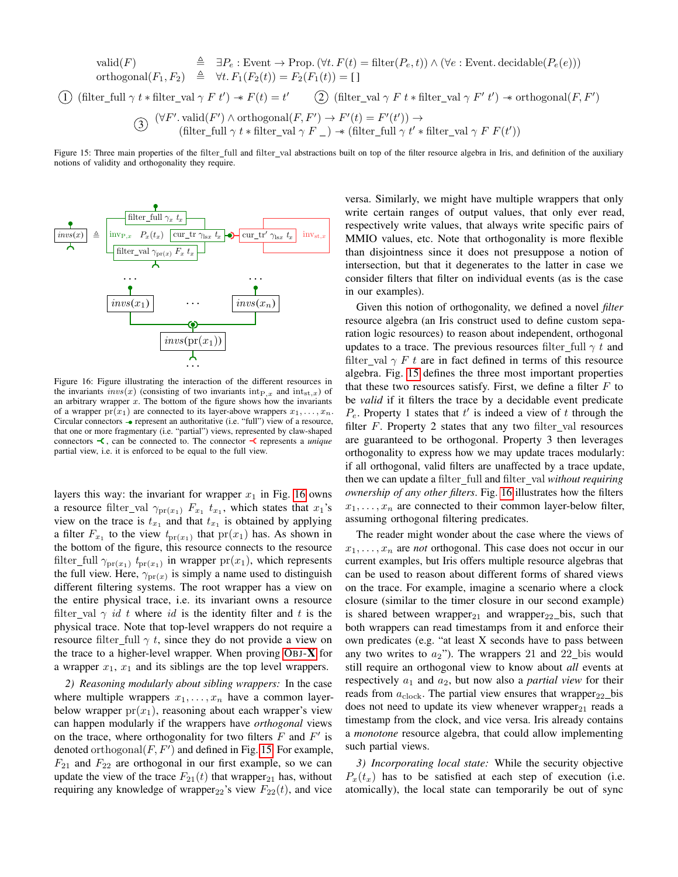$$\text{valid}(F) \triangleq \exists P_e : \text{Event} \to \text{Prop}. (\forall t. F(t) = \text{filter}(P_e, t)) \wedge (\forall e : \text{Event}. \text{decidable}(P_e(e)))$$

$$\text{orthogonal}(F_1, F_2) \triangleq \forall t. F_1(F_2(t)) = F_2(F_1(t)) = [\,]$$

① $(\text{filter\_full}\ \gamma\ t * \text{filter\_val}\ \gamma\ F\ t') \twoheadrightarrow F(t) = t'$ ② $(\text{filter\_val}\ \gamma\ F\ t * \text{filter\_val}\ \gamma\ F'\ t') \twoheadrightarrow \text{orthogonal}(F, F')$

③ $(\forall F'. \text{valid}(F') \wedge \text{orthogonal}(F, F') \to F'(t) = F'(t')) \to$
$(\text{filter\_full}\ \gamma\ t * \text{filter\_val}\ \gamma\ F\ \_) \twoheadrightarrow (\text{filter\_full}\ \gamma\ t' * \text{filter\_val}\ \gamma\ F\ F(t'))$

Figure 15: Three main properties of the filter_full and filter_val abstractions built on top of the filter resource algebra in Iris, and definition of the auxiliary notions of validity and orthogonality they require.

Figure 16: Figure illustrating the interaction of the different resources in the invariants $invs(x)$ (consisting of two invariants $\text{int}_{\text{P},x}$ and $\text{int}_{\text{st},x}$) of an arbitrary wrapper $x$. The bottom of the figure shows how the invariants of a wrapper $\text{pr}(x_1)$ are connected to its layer-above wrappers $x_1, \ldots, x_n$. Circular connectors represent an authoritative (i.e. "full") view of a resource, that one or more fragmentary (i.e. "partial") views, represented by claw-shaped connectors, can be connected to. The connector represents a *unique* partial view, i.e. it is enforced to be equal to the full view.

layers this way: the invariant for wrapper $x_1$ in Fig. 16 owns a resource filter_val $\gamma_{\text{pr}(x_1)}$ $F_{x_1}$ $t_{x_1}$, which states that $x_1$'s view on the trace is $t_{x_1}$ and that $t_{x_1}$ is obtained by applying a filter $F_{x_1}$ to the view $t_{\text{pr}(x_1)}$ that $\text{pr}(x_1)$ has. As shown in the bottom of the figure, this resource connects to the resource filter_full $\gamma_{\text{pr}(x_1)}$ $t_{\text{pr}(x_1)}$ in wrapper $\text{pr}(x_1)$, which represents the full view. Here, $\gamma_{\text{pr}(x)}$ is simply a name used to distinguish different filtering systems. The root wrapper has a view on the entire physical trace, i.e. its invariant owns a resource filter_val $\gamma$ *id* $t$ where *id* is the identity filter and $t$ is the physical trace. Note that top-level wrappers do not require a resource filter_full $\gamma$ $t$, since they do not provide a view on the trace to a higher-level wrapper. When proving OBJ-X for a wrapper $x_1$, $x_1$ and its siblings are the top level wrappers.

*2) Reasoning modularly about sibling wrappers:* In the case where multiple wrappers $x_1, \ldots, x_n$ have a common layer-below wrapper $\text{pr}(x_1)$, reasoning about each wrapper's view can happen modularly if the wrappers have *orthogonal* views on the trace, where orthogonality for two filters $F$ and $F'$ is denoted $\text{orthogonal}(F, F')$ and defined in Fig. 15. For example, $F_{21}$ and $F_{22}$ are orthogonal in our first example, so we can update the view of the trace $F_{21}(t)$ that wrapper$_{21}$ has, without requiring any knowledge of wrapper$_{22}$'s view $F_{22}(t)$, and vice versa. Similarly, we might have multiple wrappers that only write certain ranges of output values, that only ever read, respectively write values, that always write specific pairs of MMIO values, etc. Note that orthogonality is more flexible than disjointness since it does not presuppose a notion of intersection, but that it degenerates to the latter in case we consider filters that filter on individual events (as is the case in our examples).

Given this notion of orthogonality, we defined a novel *filter* resource algebra (an Iris construct used to define custom separation logic resources) to reason about independent, orthogonal updates to a trace. The previous resources filter_full $\gamma$ $t$ and filter_val $\gamma$ $F$ $t$ are in fact defined in terms of this resource algebra. Fig. 15 defines the three most important properties that these two resources satisfy. First, we define a filter $F$ to be *valid* if it filters the trace by a decidable event predicate $P_e$. Property 1 states that $t'$ is indeed a view of $t$ through the filter $F$. Property 2 states that any two filter_val resources are guaranteed to be orthogonal. Property 3 then leverages orthogonality to express how we may update traces modularly: if all orthogonal, valid filters are unaffected by a trace update, then we can update a filter_full and filter_val *without requiring ownership of any other filters*. Fig. 16 illustrates how the filters $x_1, \ldots, x_n$ are connected to their common layer-below filter, assuming orthogonal filtering predicates.

The reader might wonder about the case where the views of $x_1, \ldots, x_n$ are *not* orthogonal. This case does not occur in our current examples, but Iris offers multiple resource algebras that can be used to reason about different forms of shared views on the trace. For example, imagine a scenario where a clock closure (similar to the timer closure in our second example) is shared between wrapper$_{21}$ and wrapper$_{22}$_bis, such that both wrappers can read timestamps from it and enforce their own predicates (e.g. "at least X seconds have to pass between any two writes to $a_2$"). The wrappers 21 and 22_bis would still require an orthogonal view to know about *all* events at respectively $a_1$ and $a_2$, but now also a *partial view* for their reads from $a_{\text{clock}}$. The partial view ensures that wrapper$_{22}$_bis does not need to update its view whenever wrapper$_{21}$ reads a timestamp from the clock, and vice versa. Iris already contains a *monotone* resource algebra, that could allow implementing such partial views.

*3) Incorporating local state:* While the security objective $P_x(t_x)$ has to be satisfied at each step of execution (i.e. atomically), the local state can temporarily be out of sync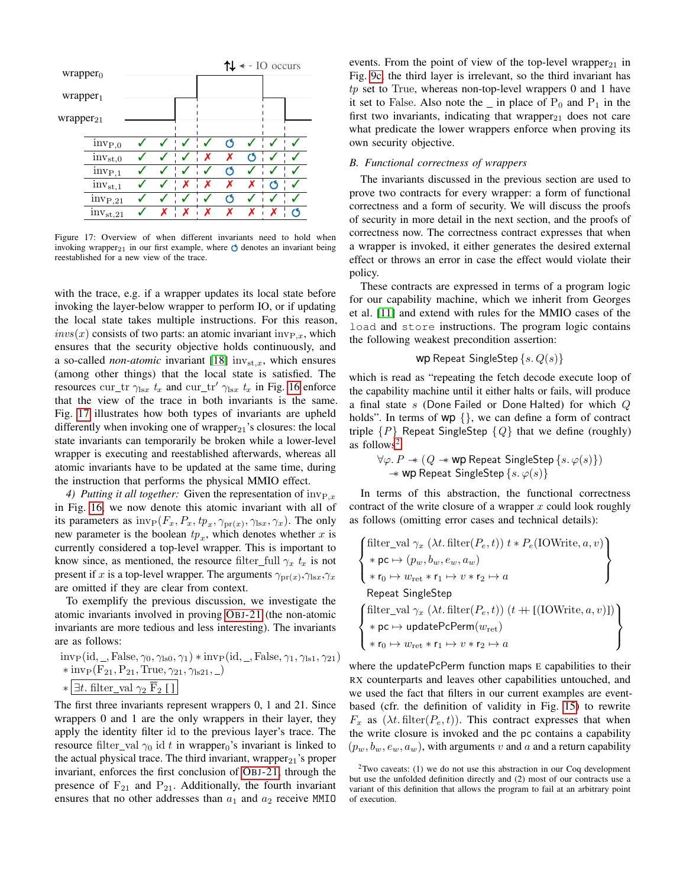| | | | | | | | | |
|---|---|---|---|---|---|---|---|---|
| $\text{inv}_{\text{P},0}$ | ✓ | ✓ | ✓ | ✓ | ↻ | ✓ | ✓ | ✓ |
| $\text{inv}_{\text{st},0}$ | ✓ | ✓ | ✓ | ✗ | ✗ | ↻ | ✓ | ✓ |
| $\text{inv}_{\text{P},1}$ | ✓ | ✓ | ✓ | ✓ | ↻ | ✓ | ✓ | ✓ |
| $\text{inv}_{\text{st},1}$ | ✓ | ✓ | ✗ | ✗ | ✗ | ✗ | ↻ | ✓ |
| $\text{inv}_{\text{P},21}$ | ✓ | ✓ | ✓ | ✓ | ↻ | ✓ | ✓ | ✓ |
| $\text{inv}_{\text{st},21}$ | ✓ | ✗ | ✗ | ✗ | ✗ | ✗ | ✗ | ↻ |

Figure 17: Overview of when different invariants need to hold when invoking $\text{wrapper}_{21}$ in our first example, where ↻ denotes an invariant being reestablished for a new view of the trace.

with the trace, e.g. if a wrapper updates its local state before invoking the layer-below wrapper to perform IO, or if updating the local state takes multiple instructions. For this reason, $invs(x)$ consists of two parts: an atomic invariant $\text{inv}_{\text{P},x}$, which ensures that the security objective holds continuously, and a so-called *non-atomic* invariant [18] $\text{inv}_{\text{st},x}$, which ensures (among other things) that the local state is satisfied. The resources $\text{cur\_tr}\ \gamma_{\text{ls}x}\ t_x$ and $\text{cur\_tr}'\ \gamma_{\text{ls}x}\ t_x$ in Fig. 16 enforce that the view of the trace in both invariants is the same. Fig. 17 illustrates how both types of invariants are upheld differently when invoking one of $\text{wrapper}_{21}$'s closures: the local state invariants can temporarily be broken while a lower-level wrapper is executing and reestablished afterwards, whereas all atomic invariants have to be updated at the same time, during the instruction that performs the physical MMIO effect.

*4) Putting it all together:* Given the representation of $\text{inv}_{\text{P},x}$ in Fig. 16, we now denote this atomic invariant with all of its parameters as $\text{inv}_{\text{P}}(F_x, P_x, tp_x, \gamma_{\text{pr}(x)}, \gamma_{\text{ls}x}, \gamma_x)$. The only new parameter is the boolean $tp_x$, which denotes whether $x$ is currently considered a top-level wrapper. This is important to know since, as mentioned, the resource $\text{filter\_full}\ \gamma_x\ t_x$ is not present if $x$ is a top-level wrapper. The arguments $\gamma_{\text{pr}(x)}, \gamma_{\text{ls}x}, \gamma_x$ are omitted if they are clear from context.

To exemplify the previous discussion, we investigate the atomic invariants involved in proving OBJ-21 (the non-atomic invariants are more tedious and less interesting). The invariants are as follows:

$$\text{inv}_{\text{P}}(\text{id}, \_, \text{False}, \gamma_0, \gamma_{\text{ls}0}, \gamma_1) * \text{inv}_{\text{P}}(\text{id}, \_, \text{False}, \gamma_1, \gamma_{\text{ls}1}, \gamma_{21}) * \text{inv}_{\text{P}}(\text{F}_{21}, \text{P}_{21}, \text{True}, \gamma_{21}, \gamma_{\text{ls}21}, \_) * \boxed{\exists t.\ \text{filter\_val}\ \gamma_2\ \overline{\text{F}}_2\ [\,]}$$

The first three invariants represent wrappers 0, 1 and 21. Since wrappers 0 and 1 are the only wrappers in their layer, they apply the identity filter id to the previous layer's trace. The resource $\text{filter\_val}\ \gamma_0\ \text{id}\ t$ in $\text{wrapper}_0$'s invariant is linked to the actual physical trace. The third invariant, $\text{wrapper}_{21}$'s proper invariant, enforces the first conclusion of OBJ-21, through the presence of $\text{F}_{21}$ and $\text{P}_{21}$. Additionally, the fourth invariant ensures that no other addresses than $a_1$ and $a_2$ receive MMIO events. From the point of view of the top-level $\text{wrapper}_{21}$ in Fig. 9c, the third layer is irrelevant, so the third invariant has $tp$ set to True, whereas non-top-level wrappers 0 and 1 have it set to False. Also note the _ in place of $\text{P}_0$ and $\text{P}_1$ in the first two invariants, indicating that $\text{wrapper}_{21}$ does not care what predicate the lower wrappers enforce when proving its own security objective.

### *B. Functional correctness of wrappers*

The invariants discussed in the previous section are used to prove two contracts for every wrapper: a form of functional correctness and a form of security. We will discuss the proofs of security in more detail in the next section, and the proofs of correctness now. The correctness contract expresses that when a wrapper is invoked, it either generates the desired external effect or throws an error in case the effect would violate their policy.

These contracts are expressed in terms of a program logic for our capability machine, which we inherit from Georges et al. [11] and extend with rules for the MMIO cases of the `load` and `store` instructions. The program logic contains the following weakest precondition assertion:

$$\mathsf{wp}\ \mathsf{Repeat\ SingleStep}\ \{s.\ Q(s)\}$$

which is read as "repeating the fetch decode execute loop of the capability machine until it either halts or fails, will produce a final state $s$ (Done Failed or Done Halted) for which $Q$ holds". In terms of wp {}, we can define a form of contract triple $\{P\}$ Repeat SingleStep $\{Q\}$ that we define (roughly) as follows[2]:

$$\forall \varphi.\ P \twoheadrightarrow (Q \twoheadrightarrow \mathsf{wp}\ \mathsf{Repeat\ SingleStep}\ \{s.\ \varphi(s)\}) \twoheadrightarrow \mathsf{wp}\ \mathsf{Repeat\ SingleStep}\ \{s.\ \varphi(s)\}$$

In terms of this abstraction, the functional correctness contract of the write closure of a wrapper $x$ could look roughly as follows (omitting error cases and technical details):

$$\left\{\begin{array}{l}\text{filter\_val}\ \gamma_x\ (\lambda t.\ \text{filter}(P_e, t))\ t * P_e(\text{IOWrite}, a, v)\\ * \ \mathsf{pc} \mapsto (p_w, b_w, e_w, a_w)\\ * \ \mathsf{r}_0 \mapsto w_{\text{ret}} * \mathsf{r}_1 \mapsto v * \mathsf{r}_2 \mapsto a\end{array}\right\}$$
$$\mathsf{Repeat\ SingleStep}$$
$$\left\{\begin{array}{l}\text{filter\_val}\ \gamma_x\ (\lambda t.\ \text{filter}(P_e, t))\ (t \mathbin{+\!\!+} [(\text{IOWrite}, a, v)])\\ * \ \mathsf{pc} \mapsto \mathsf{updatePcPerm}(w_{\text{ret}})\\ * \ \mathsf{r}_0 \mapsto w_{\text{ret}} * \mathsf{r}_1 \mapsto v * \mathsf{r}_2 \mapsto a\end{array}\right\}$$

where the updatePcPerm function maps E capabilities to their RX counterparts and leaves other capabilities untouched, and we used the fact that filters in our current examples are event-based (cfr. the definition of validity in Fig. 15) to rewrite $F_x$ as $(\lambda t.\ \text{filter}(P_e, t))$. This contract expresses that when the write closure is invoked and the pc contains a capability $(p_w, b_w, e_w, a_w)$, with arguments $v$ and $a$ and a return capability

[2] Two caveats: (1) we do not use this abstraction in our Coq development but use the unfolded definition directly and (2) most of our contracts use a variant of this definition that allows the program to fail at an arbitrary point of execution.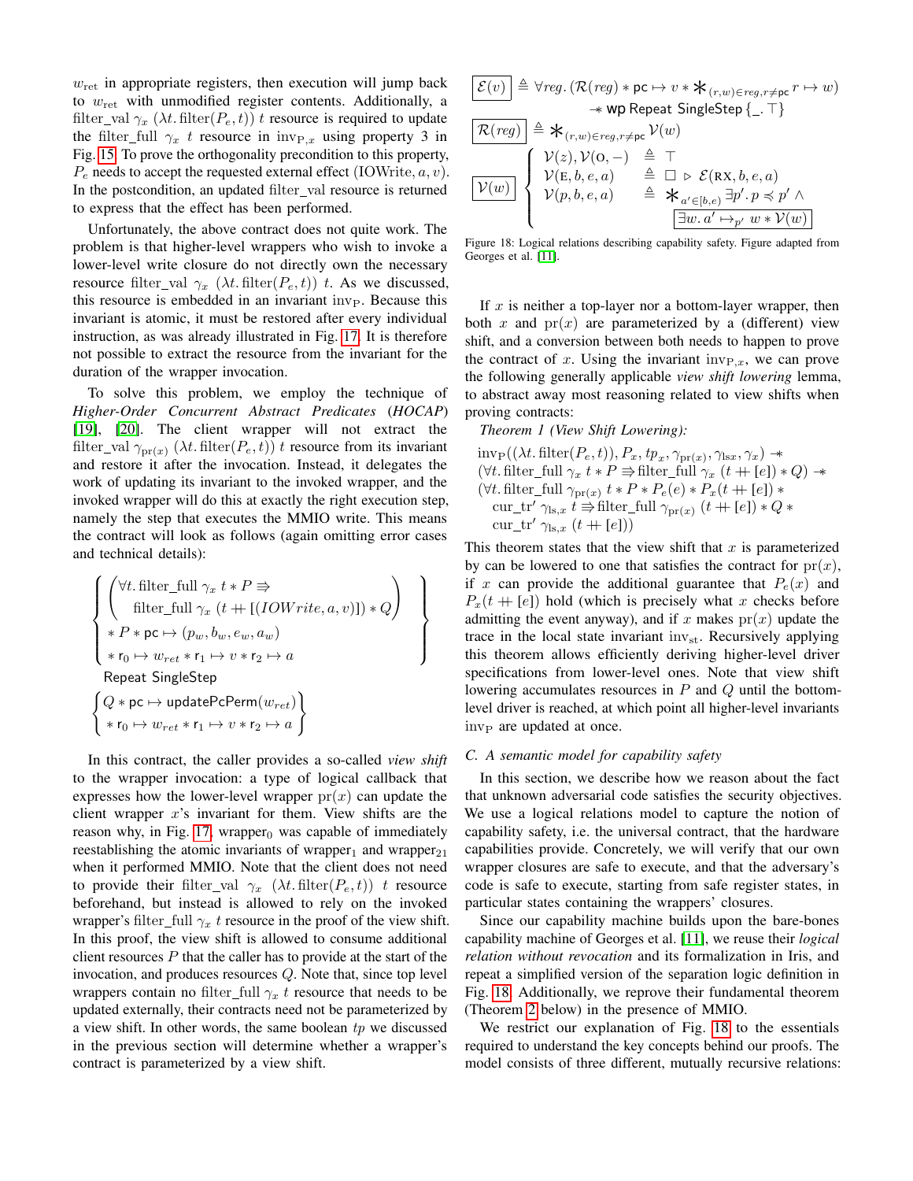$w_{\text{ret}}$ in appropriate registers, then execution will jump back to $w_{\text{ret}}$ with unmodified register contents. Additionally, a $\text{filter\_val}\ \gamma_x\ (\lambda t.\, \text{filter}(P_e, t))\ t$ resource is required to update the $\text{filter\_full}\ \gamma_x\ t$ resource in $\text{inv}_{\text{P},x}$ using property 3 in Fig. 15. To prove the orthogonality precondition to this property, $P_e$ needs to accept the requested external effect $(\text{IOWrite}, a, v)$. In the postcondition, an updated filter_val resource is returned to express that the effect has been performed.

Unfortunately, the above contract does not quite work. The problem is that higher-level wrappers who wish to invoke a lower-level write closure do not directly own the necessary resource $\text{filter\_val}\ \gamma_x\ (\lambda t.\, \text{filter}(P_e, t))\ t$. As we discussed, this resource is embedded in an invariant $\text{inv}_{\text{P}}$. Because this invariant is atomic, it must be restored after every individual instruction, as was already illustrated in Fig. 17. It is therefore not possible to extract the resource from the invariant for the duration of the wrapper invocation.

To solve this problem, we employ the technique of *Higher-Order Concurrent Abstract Predicates* (*HOCAP*) [19], [20]. The client wrapper will not extract the $\text{filter\_val}\ \gamma_{\text{pr}(x)}\ (\lambda t.\, \text{filter}(P_e, t))\ t$ resource from its invariant and restore it after the invocation. Instead, it delegates the work of updating its invariant to the invoked wrapper, and the invoked wrapper will do this at exactly the right execution step, namely the step that executes the MMIO write. This means the contract will look as follows (again omitting error cases and technical details):

$$
\left\{
\begin{array}{l}
\left(\begin{array}{l}\forall t.\, \text{filter\_full}\ \gamma_x\ t * P \Rrightarrow \\ \quad \text{filter\_full}\ \gamma_x\ (t +\!\!+ [(\mathit{IOWrite}, a, v)]) * Q\end{array}\right) \\
* P * \mathsf{pc} \mapsto (p_w, b_w, e_w, a_w) \\
* \mathsf{r}_0 \mapsto w_{ret} * \mathsf{r}_1 \mapsto v * \mathsf{r}_2 \mapsto a
\end{array}
\right\}
$$

$$\text{Repeat SingleStep}$$

$$
\left\{
\begin{array}{l}
Q * \mathsf{pc} \mapsto \mathsf{updatePcPerm}(w_{ret}) \\
* \mathsf{r}_0 \mapsto w_{ret} * \mathsf{r}_1 \mapsto v * \mathsf{r}_2 \mapsto a
\end{array}
\right\}
$$

In this contract, the caller provides a so-called *view shift* to the wrapper invocation: a type of logical callback that expresses how the lower-level wrapper $\text{pr}(x)$ can update the client wrapper $x$'s invariant for them. View shifts are the reason why, in Fig. 17, $\text{wrapper}_0$ was capable of immediately reestablishing the atomic invariants of $\text{wrapper}_1$ and $\text{wrapper}_{21}$ when it performed MMIO. Note that the client does not need to provide their $\text{filter\_val}\ \gamma_x\ (\lambda t.\, \text{filter}(P_e, t))\ t$ resource beforehand, but instead is allowed to rely on the invoked wrapper's $\text{filter\_full}\ \gamma_x\ t$ resource in the proof of the view shift. In this proof, the view shift is allowed to consume additional client resources $P$ that the caller has to provide at the start of the invocation, and produces resources $Q$. Note that, since top level wrappers contain no $\text{filter\_full}\ \gamma_x\ t$ resource that needs to be updated externally, their contracts need not be parameterized by a view shift. In other words, the same boolean $tp$ we discussed in the previous section will determine whether a wrapper's contract is parameterized by a view shift.

$$
\begin{aligned}
\boxed{\mathcal{E}(v)} &\triangleq \forall reg.\, (\mathcal{R}(reg) * \mathsf{pc} \mapsto v * \textstyle\mathop{\ast}_{(r,w)\in reg, r\neq \mathsf{pc}} r \mapsto w) \\
&\qquad \twoheadrightarrow \mathsf{wp}\ \mathsf{Repeat}\ \mathsf{SingleStep}\ \{\_.\, \top\} \\
\boxed{\mathcal{R}(reg)} &\triangleq \textstyle\mathop{\ast}_{(r,w)\in reg, r\neq \mathsf{pc}} \mathcal{V}(w)
\end{aligned}
$$

$$
\boxed{\mathcal{V}(w)}
\begin{cases}
\mathcal{V}(z), \mathcal{V}(\mathrm{O}, -) & \triangleq \top \\
\mathcal{V}(\mathrm{E}, b, e, a) & \triangleq \square \triangleright \mathcal{E}(\mathrm{RX}, b, e, a) \\
\mathcal{V}(p, b, e, a) & \triangleq \mathop{\ast}_{a' \in [b, e)} \exists p'.\, p \preccurlyeq p' \wedge \\
& \qquad \boxed{\exists w.\, a' \mapsto_{p'} w * \mathcal{V}(w)}
\end{cases}
$$

Figure 18: Logical relations describing capability safety. Figure adapted from Georges et al. [11].

If $x$ is neither a top-layer nor a bottom-layer wrapper, then both $x$ and $\text{pr}(x)$ are parameterized by a (different) view shift, and a conversion between both needs to happen to prove the contract of $x$. Using the invariant $\text{inv}_{\text{P},x}$, we can prove the following generally applicable *view shift lowering* lemma, to abstract away most reasoning related to view shifts when proving contracts:

*Theorem 1 (View Shift Lowering):*

$$
\begin{array}{l}
\text{inv}_{\text{P}}((\lambda t.\, \text{filter}(P_e, t)), P_x, tp_x, \gamma_{\text{pr}(x)}, \gamma_{\text{ls}x}, \gamma_x) \twoheadrightarrow \\
(\forall t.\, \text{filter\_full}\ \gamma_x\ t * P \Rrightarrow \text{filter\_full}\ \gamma_x\ (t +\!\!+ [e]) * Q) \twoheadrightarrow \\
(\forall t.\, \text{filter\_full}\ \gamma_{\text{pr}(x)}\ t * P * P_e(e) * P_x(t +\!\!+ [e]) * \\
\quad \text{cur\_tr}'\ \gamma_{\text{ls},x}\ t \Rrightarrow \text{filter\_full}\ \gamma_{\text{pr}(x)}\ (t +\!\!+ [e]) * Q * \\
\quad \text{cur\_tr}'\ \gamma_{\text{ls},x}\ (t +\!\!+ [e]))
\end{array}
$$

This theorem states that the view shift that $x$ is parameterized by can be lowered to one that satisfies the contract for $\text{pr}(x)$, if $x$ can provide the additional guarantee that $P_e(x)$ and $P_x(t +\!\!+ [e])$ hold (which is precisely what $x$ checks before admitting the event anyway), and if $x$ makes $\text{pr}(x)$ update the trace in the local state invariant $\text{inv}_{\text{st}}$. Recursively applying this theorem allows efficiently deriving higher-level driver specifications from lower-level ones. Note that view shift lowering accumulates resources in $P$ and $Q$ until the bottom-level driver is reached, at which point all higher-level invariants $\text{inv}_{\text{P}}$ are updated at once.

### C. A semantic model for capability safety

In this section, we describe how we reason about the fact that unknown adversarial code satisfies the security objectives. We use a logical relations model to capture the notion of capability safety, i.e. the universal contract, that the hardware capabilities provide. Concretely, we will verify that our own wrapper closures are safe to execute, and that the adversary's code is safe to execute, starting from safe register states, in particular states containing the wrappers' closures.

Since our capability machine builds upon the bare-bones capability machine of Georges et al. [11], we reuse their *logical relation without revocation* and its formalization in Iris, and repeat a simplified version of the separation logic definition in Fig. 18. Additionally, we reprove their fundamental theorem (Theorem 2 below) in the presence of MMIO.

We restrict our explanation of Fig. 18 to the essentials required to understand the key concepts behind our proofs. The model consists of three different, mutually recursive relations: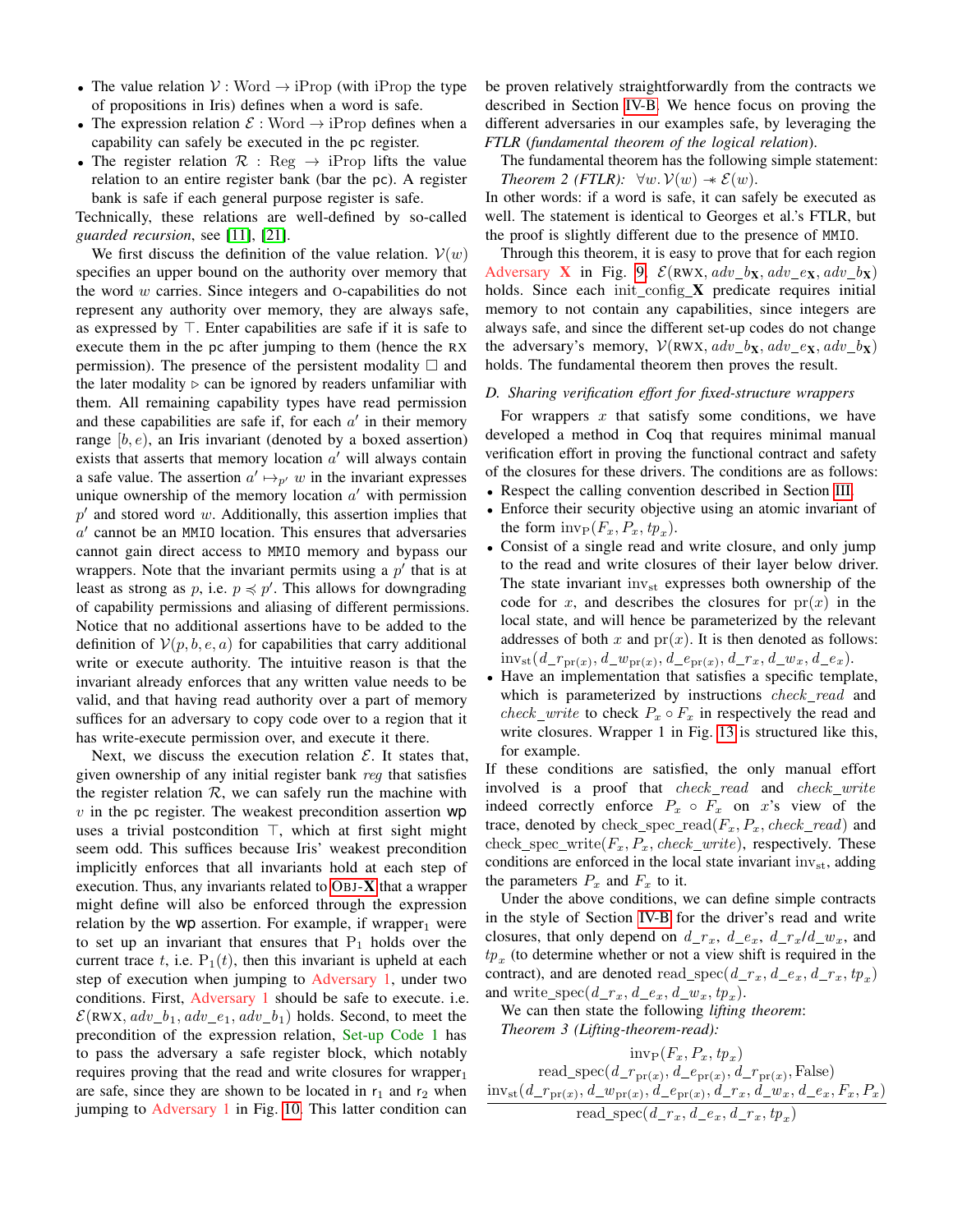- The value relation $\mathcal{V}$ : Word $\rightarrow$ iProp (with iProp the type of propositions in Iris) defines when a word is safe.
- The expression relation $\mathcal{E}$ : Word $\rightarrow$ iProp defines when a capability can safely be executed in the pc register.
- The register relation $\mathcal{R}$ : Reg $\rightarrow$ iProp lifts the value relation to an entire register bank (bar the pc). A register bank is safe if each general purpose register is safe.

Technically, these relations are well-defined by so-called *guarded recursion*, see [11], [21].

We first discuss the definition of the value relation. $\mathcal{V}(w)$ specifies an upper bound on the authority over memory that the word $w$ carries. Since integers and O-capabilities do not represent any authority over memory, they are always safe, as expressed by $\top$. Enter capabilities are safe if it is safe to execute them in the pc after jumping to them (hence the RX permission). The presence of the persistent modality $\Box$ and the later modality $\triangleright$ can be ignored by readers unfamiliar with them. All remaining capability types have read permission and these capabilities are safe if, for each $a'$ in their memory range $[b, e)$, an Iris invariant (denoted by a boxed assertion) exists that asserts that memory location $a'$ will always contain a safe value. The assertion $a' \mapsto_{p'} w$ in the invariant expresses unique ownership of the memory location $a'$ with permission $p'$ and stored word $w$. Additionally, this assertion implies that $a'$ cannot be an MMIO location. This ensures that adversaries cannot gain direct access to MMIO memory and bypass our wrappers. Note that the invariant permits using a $p'$ that is at least as strong as $p$, i.e. $p \preccurlyeq p'$. This allows for downgrading of capability permissions and aliasing of different permissions. Notice that no additional assertions have to be added to the definition of $\mathcal{V}(p, b, e, a)$ for capabilities that carry additional write or execute authority. The intuitive reason is that the invariant already enforces that any written value needs to be valid, and that having read authority over a part of memory suffices for an adversary to copy code over to a region that it has write-execute permission over, and execute it there.

Next, we discuss the execution relation $\mathcal{E}$. It states that, given ownership of any initial register bank *reg* that satisfies the register relation $\mathcal{R}$, we can safely run the machine with $v$ in the pc register. The weakest precondition assertion wp uses a trivial postcondition $\top$, which at first sight might seem odd. This suffices because Iris' weakest precondition implicitly enforces that all invariants hold at each step of execution. Thus, any invariants related to OBJ-**X** that a wrapper might define will also be enforced through the expression relation by the wp assertion. For example, if wrapper$_1$ were to set up an invariant that ensures that $\mathrm{P}_1$ holds over the current trace $t$, i.e. $\mathrm{P}_1(t)$, then this invariant is upheld at each step of execution when jumping to Adversary 1, under two conditions. First, Adversary 1 should be safe to execute. i.e. $\mathcal{E}(\text{RWX}, adv\_b_1, adv\_e_1, adv\_b_1)$ holds. Second, to meet the precondition of the expression relation, Set-up Code 1 has to pass the adversary a safe register block, which notably requires proving that the read and write closures for wrapper$_1$ are safe, since they are shown to be located in $\mathrm{r}_1$ and $\mathrm{r}_2$ when jumping to Adversary 1 in Fig. 10. This latter condition can be proven relatively straightforwardly from the contracts we described in Section IV-B. We hence focus on proving the different adversaries in our examples safe, by leveraging the *FTLR* (*fundamental theorem of the logical relation*).

The fundamental theorem has the following simple statement:

*Theorem 2 (FTLR):* $\forall w. \mathcal{V}(w) \twoheadrightarrow \mathcal{E}(w)$.

In other words: if a word is safe, it can safely be executed as well. The statement is identical to Georges et al.'s FTLR, but the proof is slightly different due to the presence of MMIO.

Through this theorem, it is easy to prove that for each region Adversary **X** in Fig. 9, $\mathcal{E}(\text{RWX}, adv\_b_{\mathbf{X}}, adv\_e_{\mathbf{X}}, adv\_b_{\mathbf{X}})$ holds. Since each init_config_**X** predicate requires initial memory to not contain any capabilities, since integers are always safe, and since the different set-up codes do not change the adversary's memory, $\mathcal{V}(\text{RWX}, adv\_b_{\mathbf{X}}, adv\_e_{\mathbf{X}}, adv\_b_{\mathbf{X}})$ holds. The fundamental theorem then proves the result.

### D. Sharing verification effort for fixed-structure wrappers

For wrappers $x$ that satisfy some conditions, we have developed a method in Coq that requires minimal manual verification effort in proving the functional contract and safety of the closures for these drivers. The conditions are as follows:

- Respect the calling convention described in Section III.
- Enforce their security objective using an atomic invariant of the form $\mathrm{inv_P}(F_x, P_x, tp_x)$.
- Consist of a single read and write closure, and only jump to the read and write closures of their layer below driver. The state invariant $\mathrm{inv_{st}}$ expresses both ownership of the code for $x$, and describes the closures for $\mathrm{pr}(x)$ in the local state, and will hence be parameterized by the relevant addresses of both $x$ and $\mathrm{pr}(x)$. It is then denoted as follows: $\mathrm{inv_{st}}(d\_r_{\mathrm{pr}(x)}, d\_w_{\mathrm{pr}(x)}, d\_e_{\mathrm{pr}(x)}, d\_r_x, d\_w_x, d\_e_x)$.
- Have an implementation that satisfies a specific template, which is parameterized by instructions *check_read* and *check_write* to check $P_x \circ F_x$ in respectively the read and write closures. Wrapper 1 in Fig. 13 is structured like this, for example.

If these conditions are satisfied, the only manual effort involved is a proof that *check_read* and *check_write* indeed correctly enforce $P_x \circ F_x$ on $x$'s view of the trace, denoted by $\mathrm{check\_spec\_read}(F_x, P_x, check\_read)$ and $\mathrm{check\_spec\_write}(F_x, P_x, check\_write)$, respectively. These conditions are enforced in the local state invariant $\mathrm{inv_{st}}$, adding the parameters $P_x$ and $F_x$ to it.

Under the above conditions, we can define simple contracts in the style of Section IV-B for the driver's read and write closures, that only depend on $d\_r_x$, $d\_e_x$, $d\_r_x/d\_w_x$, and $tp_x$ (to determine whether or not a view shift is required in the contract), and are denoted $\mathrm{read\_spec}(d\_r_x, d\_e_x, d\_r_x, tp_x)$ and $\mathrm{write\_spec}(d\_r_x, d\_e_x, d\_w_x, tp_x)$.

We can then state the following *lifting theorem*:

*Theorem 3 (Lifting-theorem-read):*

$$\frac{\begin{array}{c}\mathrm{inv_P}(F_x, P_x, tp_x)\\ \mathrm{read\_spec}(d\_r_{\mathrm{pr}(x)}, d\_e_{\mathrm{pr}(x)}, d\_r_{\mathrm{pr}(x)}, \mathrm{False})\\ \mathrm{inv_{st}}(d\_r_{\mathrm{pr}(x)}, d\_w_{\mathrm{pr}(x)}, d\_e_{\mathrm{pr}(x)}, d\_r_x, d\_w_x, d\_e_x, F_x, P_x)\end{array}}{\mathrm{read\_spec}(d\_r_x, d\_e_x, d\_r_x, tp_x)}$$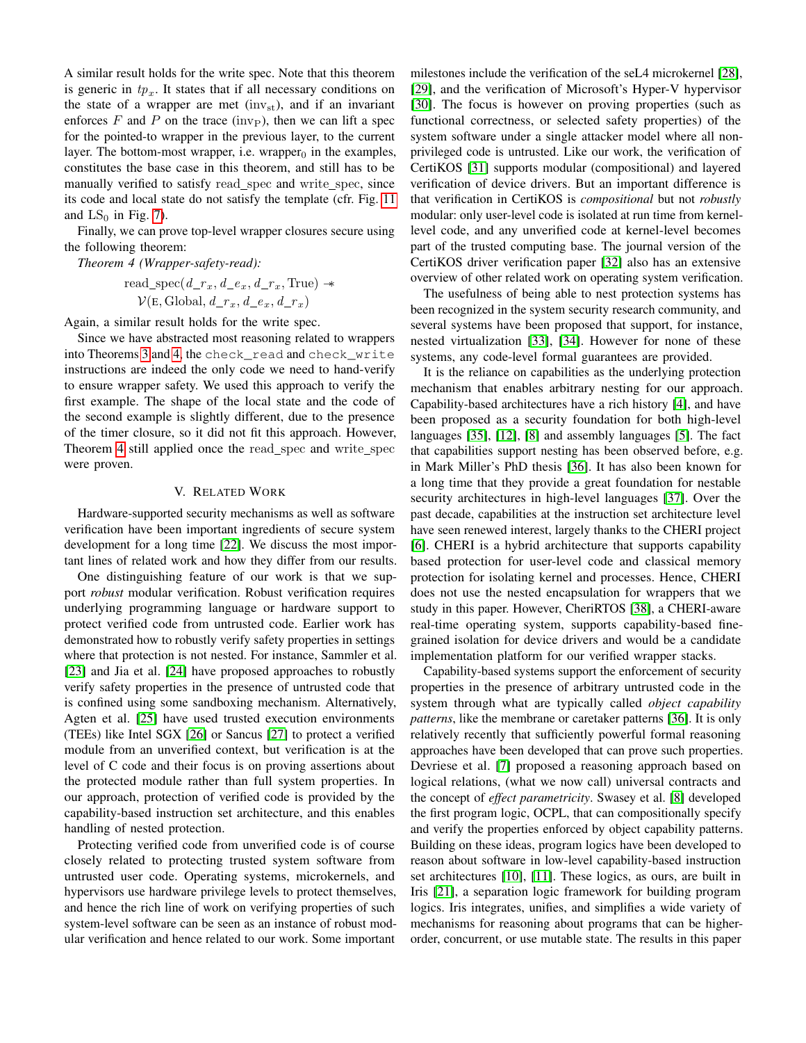A similar result holds for the write spec. Note that this theorem is generic in $tp_x$. It states that if all necessary conditions on the state of a wrapper are met ($\text{inv}_{\text{st}}$), and if an invariant enforces $F$ and $P$ on the trace ($\text{inv}_{\text{P}}$), then we can lift a spec for the pointed-to wrapper in the previous layer, to the current layer. The bottom-most wrapper, i.e. $\text{wrapper}_0$ in the examples, constitutes the base case in this theorem, and still has to be manually verified to satisfy read_spec and write_spec, since its code and local state do not satisfy the template (cfr. Fig. 11 and $\text{LS}_0$ in Fig. 7).

Finally, we can prove top-level wrapper closures secure using the following theorem:

*Theorem 4 (Wrapper-safety-read):*

$$\text{read\_spec}(d\_r_x, d\_e_x, d\_r_x, \text{True}) \mathrel{-\!\!*} \mathcal{V}(\text{E}, \text{Global}, d\_r_x, d\_e_x, d\_r_x)$$

Again, a similar result holds for the write spec.

Since we have abstracted most reasoning related to wrappers into Theorems 3 and 4, the `check_read` and `check_write` instructions are indeed the only code we need to hand-verify to ensure wrapper safety. We used this approach to verify the first example. The shape of the local state and the code of the second example is slightly different, due to the presence of the timer closure, so it did not fit this approach. However, Theorem 4 still applied once the read_spec and write_spec were proven.

## V. Related Work

Hardware-supported security mechanisms as well as software verification have been important ingredients of secure system development for a long time [22]. We discuss the most important lines of related work and how they differ from our results.

One distinguishing feature of our work is that we support *robust* modular verification. Robust verification requires underlying programming language or hardware support to protect verified code from untrusted code. Earlier work has demonstrated how to robustly verify safety properties in settings where that protection is not nested. For instance, Sammler et al. [23] and Jia et al. [24] have proposed approaches to robustly verify safety properties in the presence of untrusted code that is confined using some sandboxing mechanism. Alternatively, Agten et al. [25] have used trusted execution environments (TEEs) like Intel SGX [26] or Sancus [27] to protect a verified module from an unverified context, but verification is at the level of C code and their focus is on proving assertions about the protected module rather than full system properties. In our approach, protection of verified code is provided by the capability-based instruction set architecture, and this enables handling of nested protection.

Protecting verified code from unverified code is of course closely related to protecting trusted system software from untrusted user code. Operating systems, microkernels, and hypervisors use hardware privilege levels to protect themselves, and hence the rich line of work on verifying properties of such system-level software can be seen as an instance of robust modular verification and hence related to our work. Some important milestones include the verification of the seL4 microkernel [28], [29], and the verification of Microsoft's Hyper-V hypervisor [30]. The focus is however on proving properties (such as functional correctness, or selected safety properties) of the system software under a single attacker model where all non-privileged code is untrusted. Like our work, the verification of CertiKOS [31] supports modular (compositional) and layered verification of device drivers. But an important difference is that verification in CertiKOS is *compositional* but not *robustly* modular: only user-level code is isolated at run time from kernel-level code, and any unverified code at kernel-level becomes part of the trusted computing base. The journal version of the CertiKOS driver verification paper [32] also has an extensive overview of other related work on operating system verification.

The usefulness of being able to nest protection systems has been recognized in the system security research community, and several systems have been proposed that support, for instance, nested virtualization [33], [34]. However for none of these systems, any code-level formal guarantees are provided.

It is the reliance on capabilities as the underlying protection mechanism that enables arbitrary nesting for our approach. Capability-based architectures have a rich history [4], and have been proposed as a security foundation for both high-level languages [35], [12], [8] and assembly languages [5]. The fact that capabilities support nesting has been observed before, e.g. in Mark Miller's PhD thesis [36]. It has also been known for a long time that they provide a great foundation for nestable security architectures in high-level languages [37]. Over the past decade, capabilities at the instruction set architecture level have seen renewed interest, largely thanks to the CHERI project [6]. CHERI is a hybrid architecture that supports capability based protection for user-level code and classical memory protection for isolating kernel and processes. Hence, CHERI does not use the nested encapsulation for wrappers that we study in this paper. However, CheriRTOS [38], a CHERI-aware real-time operating system, supports capability-based fine-grained isolation for device drivers and would be a candidate implementation platform for our verified wrapper stacks.

Capability-based systems support the enforcement of security properties in the presence of arbitrary untrusted code in the system through what are typically called *object capability patterns*, like the membrane or caretaker patterns [36]. It is only relatively recently that sufficiently powerful formal reasoning approaches have been developed that can prove such properties. Devriese et al. [7] proposed a reasoning approach based on logical relations, (what we now call) universal contracts and the concept of *effect parametricity*. Swasey et al. [8] developed the first program logic, OCPL, that can compositionally specify and verify the properties enforced by object capability patterns. Building on these ideas, program logics have been developed to reason about software in low-level capability-based instruction set architectures [10], [11]. These logics, as ours, are built in Iris [21], a separation logic framework for building program logics. Iris integrates, unifies, and simplifies a wide variety of mechanisms for reasoning about programs that can be higher-order, concurrent, or use mutable state. The results in this paper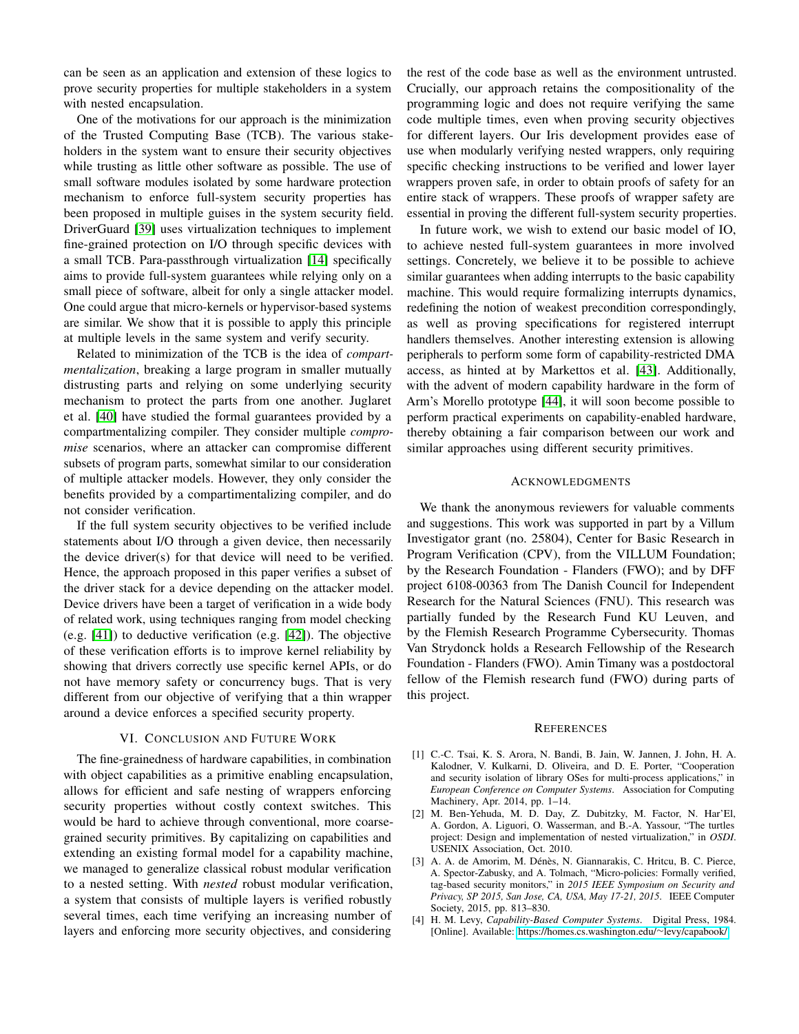can be seen as an application and extension of these logics to prove security properties for multiple stakeholders in a system with nested encapsulation.

One of the motivations for our approach is the minimization of the Trusted Computing Base (TCB). The various stakeholders in the system want to ensure their security objectives while trusting as little other software as possible. The use of small software modules isolated by some hardware protection mechanism to enforce full-system security properties has been proposed in multiple guises in the system security field. DriverGuard [39] uses virtualization techniques to implement fine-grained protection on I/O through specific devices with a small TCB. Para-passthrough virtualization [14] specifically aims to provide full-system guarantees while relying only on a small piece of software, albeit for only a single attacker model. One could argue that micro-kernels or hypervisor-based systems are similar. We show that it is possible to apply this principle at multiple levels in the same system and verify security.

Related to minimization of the TCB is the idea of *compartmentalization*, breaking a large program in smaller mutually distrusting parts and relying on some underlying security mechanism to protect the parts from one another. Juglaret et al. [40] have studied the formal guarantees provided by a compartmentalizing compiler. They consider multiple *compromise* scenarios, where an attacker can compromise different subsets of program parts, somewhat similar to our consideration of multiple attacker models. However, they only consider the benefits provided by a compartimentalizing compiler, and do not consider verification.

If the full system security objectives to be verified include statements about I/O through a given device, then necessarily the device driver(s) for that device will need to be verified. Hence, the approach proposed in this paper verifies a subset of the driver stack for a device depending on the attacker model. Device drivers have been a target of verification in a wide body of related work, using techniques ranging from model checking (e.g. [41]) to deductive verification (e.g. [42]). The objective of these verification efforts is to improve kernel reliability by showing that drivers correctly use specific kernel APIs, or do not have memory safety or concurrency bugs. That is very different from our objective of verifying that a thin wrapper around a device enforces a specified security property.

## VI. Conclusion and Future Work

The fine-grainedness of hardware capabilities, in combination with object capabilities as a primitive enabling encapsulation, allows for efficient and safe nesting of wrappers enforcing security properties without costly context switches. This would be hard to achieve through conventional, more coarse-grained security primitives. By capitalizing on capabilities and extending an existing formal model for a capability machine, we managed to generalize classical robust modular verification to a nested setting. With *nested* robust modular verification, a system that consists of multiple layers is verified robustly several times, each time verifying an increasing number of layers and enforcing more security objectives, and considering the rest of the code base as well as the environment untrusted. Crucially, our approach retains the compositionality of the programming logic and does not require verifying the same code multiple times, even when proving security objectives for different layers. Our Iris development provides ease of use when modularly verifying nested wrappers, only requiring specific checking instructions to be verified and lower layer wrappers proven safe, in order to obtain proofs of safety for an entire stack of wrappers. These proofs of wrapper safety are essential in proving the different full-system security properties.

In future work, we wish to extend our basic model of IO, to achieve nested full-system guarantees in more involved settings. Concretely, we believe it to be possible to achieve similar guarantees when adding interrupts to the basic capability machine. This would require formalizing interrupts dynamics, redefining the notion of weakest precondition correspondingly, as well as proving specifications for registered interrupt handlers themselves. Another interesting extension is allowing peripherals to perform some form of capability-restricted DMA access, as hinted at by Markettos et al. [43]. Additionally, with the advent of modern capability hardware in the form of Arm's Morello prototype [44], it will soon become possible to perform practical experiments on capability-enabled hardware, thereby obtaining a fair comparison between our work and similar approaches using different security primitives.

## Acknowledgments

We thank the anonymous reviewers for valuable comments and suggestions. This work was supported in part by a Villum Investigator grant (no. 25804), Center for Basic Research in Program Verification (CPV), from the VILLUM Foundation; by the Research Foundation - Flanders (FWO); and by DFF project 6108-00363 from The Danish Council for Independent Research for the Natural Sciences (FNU). This research was partially funded by the Research Fund KU Leuven, and by the Flemish Research Programme Cybersecurity. Thomas Van Strydonck holds a Research Fellowship of the Research Foundation - Flanders (FWO). Amin Timany was a postdoctoral fellow of the Flemish research fund (FWO) during parts of this project.

## References

[1] C.-C. Tsai, K. S. Arora, N. Bandi, B. Jain, W. Jannen, J. John, H. A. Kalodner, V. Kulkarni, D. Oliveira, and D. E. Porter, "Cooperation and security isolation of library OSes for multi-process applications," in *European Conference on Computer Systems*. Association for Computing Machinery, Apr. 2014, pp. 1–14.

[2] M. Ben-Yehuda, M. D. Day, Z. Dubitzky, M. Factor, N. Har'El, A. Gordon, A. Liguori, O. Wasserman, and B.-A. Yassour, "The turtles project: Design and implementation of nested virtualization," in *OSDI*. USENIX Association, Oct. 2010.

[3] A. A. de Amorim, M. Dénès, N. Giannarakis, C. Hritcu, B. C. Pierce, A. Spector-Zabusky, and A. Tolmach, "Micro-policies: Formally verified, tag-based security monitors," in *2015 IEEE Symposium on Security and Privacy, SP 2015, San Jose, CA, USA, May 17-21, 2015*. IEEE Computer Society, 2015, pp. 813–830.

[4] H. M. Levy, *Capability-Based Computer Systems*. Digital Press, 1984. [Online]. Available: https://homes.cs.washington.edu/~levy/capabook/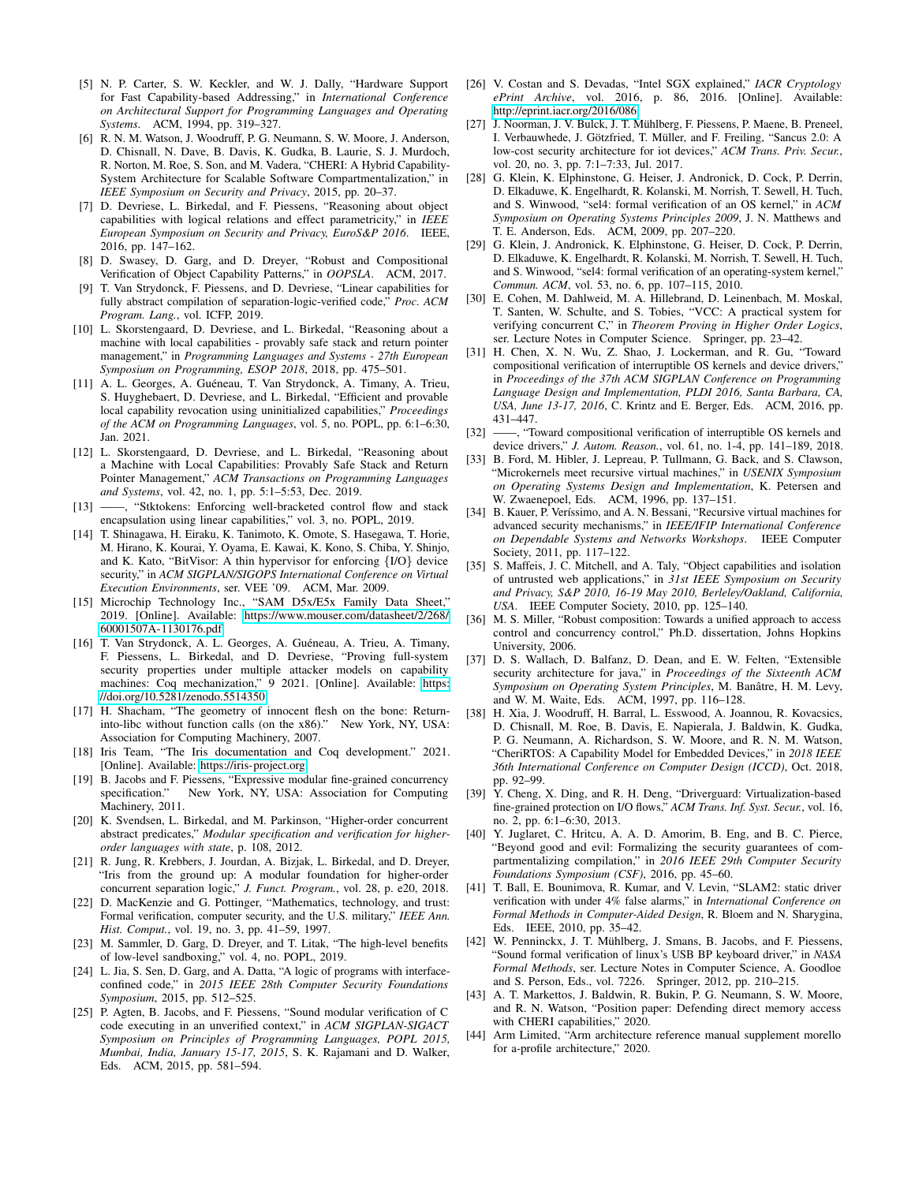[5] N. P. Carter, S. W. Keckler, and W. J. Dally, "Hardware Support for Fast Capability-based Addressing," in *International Conference on Architectural Support for Programming Languages and Operating Systems*. ACM, 1994, pp. 319–327.

[6] R. N. M. Watson, J. Woodruff, P. G. Neumann, S. W. Moore, J. Anderson, D. Chisnall, N. Dave, B. Davis, K. Gudka, B. Laurie, S. J. Murdoch, R. Norton, M. Roe, S. Son, and M. Vadera, "CHERI: A Hybrid Capability-System Architecture for Scalable Software Compartmentalization," in *IEEE Symposium on Security and Privacy*, 2015, pp. 20–37.

[7] D. Devriese, L. Birkedal, and F. Piessens, "Reasoning about object capabilities with logical relations and effect parametricity," in *IEEE European Symposium on Security and Privacy, EuroS&P 2016*. IEEE, 2016, pp. 147–162.

[8] D. Swasey, D. Garg, and D. Dreyer, "Robust and Compositional Verification of Object Capability Patterns," in *OOPSLA*. ACM, 2017.

[9] T. Van Strydonck, F. Piessens, and D. Devriese, "Linear capabilities for fully abstract compilation of separation-logic-verified code," *Proc. ACM Program. Lang.*, vol. ICFP, 2019.

[10] L. Skorstengaard, D. Devriese, and L. Birkedal, "Reasoning about a machine with local capabilities - provably safe stack and return pointer management," in *Programming Languages and Systems - 27th European Symposium on Programming, ESOP 2018*, 2018, pp. 475–501.

[11] A. L. Georges, A. Guéneau, T. Van Strydonck, A. Timany, A. Trieu, S. Huyghebaert, D. Devriese, and L. Birkedal, "Efficient and provable local capability revocation using uninitialized capabilities," *Proceedings of the ACM on Programming Languages*, vol. 5, no. POPL, pp. 6:1–6:30, Jan. 2021.

[12] L. Skorstengaard, D. Devriese, and L. Birkedal, "Reasoning about a Machine with Local Capabilities: Provably Safe Stack and Return Pointer Management," *ACM Transactions on Programming Languages and Systems*, vol. 42, no. 1, pp. 5:1–5:53, Dec. 2019.

[13] ——, "Stktokens: Enforcing well-bracketed control flow and stack encapsulation using linear capabilities," vol. 3, no. POPL, 2019.

[14] T. Shinagawa, H. Eiraku, K. Tanimoto, K. Omote, S. Hasegawa, T. Horie, M. Hirano, K. Kourai, Y. Oyama, E. Kawai, K. Kono, S. Chiba, Y. Shinjo, and K. Kato, "BitVisor: A thin hypervisor for enforcing {I/O} device security," in *ACM SIGPLAN/SIGOPS International Conference on Virtual Execution Environments*, ser. VEE '09. ACM, Mar. 2009.

[15] Microchip Technology Inc., "SAM D5x/E5x Family Data Sheet," 2019. [Online]. Available: https://www.mouser.com/datasheet/2/268/60001507A-1130176.pdf

[16] T. Van Strydonck, A. L. Georges, A. Guéneau, A. Trieu, A. Timany, F. Piessens, L. Birkedal, and D. Devriese, "Proving full-system security properties under multiple attacker models on capability machines: Coq mechanization," 9 2021. [Online]. Available: https://doi.org/10.5281/zenodo.5514350

[17] H. Shacham, "The geometry of innocent flesh on the bone: Return-into-libc without function calls (on the x86)." New York, NY, USA: Association for Computing Machinery, 2007.

[18] Iris Team, "The Iris documentation and Coq development." 2021. [Online]. Available: https://iris-project.org

[19] B. Jacobs and F. Piessens, "Expressive modular fine-grained concurrency specification." New York, NY, USA: Association for Computing Machinery, 2011.

[20] K. Svendsen, L. Birkedal, and M. Parkinson, "Higher-order concurrent abstract predicates," *Modular specification and verification for higher-order languages with state*, p. 108, 2012.

[21] R. Jung, R. Krebbers, J. Jourdan, A. Bizjak, L. Birkedal, and D. Dreyer, "Iris from the ground up: A modular foundation for higher-order concurrent separation logic," *J. Funct. Program.*, vol. 28, p. e20, 2018.

[22] D. MacKenzie and G. Pottinger, "Mathematics, technology, and trust: Formal verification, computer security, and the U.S. military," *IEEE Ann. Hist. Comput.*, vol. 19, no. 3, pp. 41–59, 1997.

[23] M. Sammler, D. Garg, D. Dreyer, and T. Litak, "The high-level benefits of low-level sandboxing," vol. 4, no. POPL, 2019.

[24] L. Jia, S. Sen, D. Garg, and A. Datta, "A logic of programs with interface-confined code," in *2015 IEEE 28th Computer Security Foundations Symposium*, 2015, pp. 512–525.

[25] P. Agten, B. Jacobs, and F. Piessens, "Sound modular verification of C code executing in an unverified context," in *ACM SIGPLAN-SIGACT Symposium on Principles of Programming Languages, POPL 2015, Mumbai, India, January 15-17, 2015*, S. K. Rajamani and D. Walker, Eds. ACM, 2015, pp. 581–594.

[26] V. Costan and S. Devadas, "Intel SGX explained," *IACR Cryptology ePrint Archive*, vol. 2016, p. 86, 2016. [Online]. Available: http://eprint.iacr.org/2016/086

[27] J. Noorman, J. V. Bulck, J. T. Mühlberg, F. Piessens, P. Maene, B. Preneel, I. Verbauwhede, J. Götzfried, T. Müller, and F. Freiling, "Sancus 2.0: A low-cost security architecture for iot devices," *ACM Trans. Priv. Secur.*, vol. 20, no. 3, pp. 7:1–7:33, Jul. 2017.

[28] G. Klein, K. Elphinstone, G. Heiser, J. Andronick, D. Cock, P. Derrin, D. Elkaduwe, K. Engelhardt, R. Kolanski, M. Norrish, T. Sewell, H. Tuch, and S. Winwood, "sel4: formal verification of an OS kernel," in *ACM Symposium on Operating Systems Principles 2009*, J. N. Matthews and T. E. Anderson, Eds. ACM, 2009, pp. 207–220.

[29] G. Klein, J. Andronick, K. Elphinstone, G. Heiser, D. Cock, P. Derrin, D. Elkaduwe, K. Engelhardt, R. Kolanski, M. Norrish, T. Sewell, H. Tuch, and S. Winwood, "sel4: formal verification of an operating-system kernel," *Commun. ACM*, vol. 53, no. 6, pp. 107–115, 2010.

[30] E. Cohen, M. Dahlweid, M. A. Hillebrand, D. Leinenbach, M. Moskal, T. Santen, W. Schulte, and S. Tobies, "VCC: A practical system for verifying concurrent C," in *Theorem Proving in Higher Order Logics*, ser. Lecture Notes in Computer Science. Springer, pp. 23–42.

[31] H. Chen, X. N. Wu, Z. Shao, J. Lockerman, and R. Gu, "Toward compositional verification of interruptible OS kernels and device drivers," in *Proceedings of the 37th ACM SIGPLAN Conference on Programming Language Design and Implementation, PLDI 2016, Santa Barbara, CA, USA, June 13-17, 2016*, C. Krintz and E. Berger, Eds. ACM, 2016, pp. 431–447.

[32] ——, "Toward compositional verification of interruptible OS kernels and device drivers," *J. Autom. Reason.*, vol. 61, no. 1-4, pp. 141–189, 2018.

[33] B. Ford, M. Hibler, J. Lepreau, P. Tullmann, G. Back, and S. Clawson, "Microkernels meet recursive virtual machines," in *USENIX Symposium on Operating Systems Design and Implementation*, K. Petersen and W. Zwaenepoel, Eds. ACM, 1996, pp. 137–151.

[34] B. Kauer, P. Veríssimo, and A. N. Bessani, "Recursive virtual machines for advanced security mechanisms," in *IEEE/IFIP International Conference on Dependable Systems and Networks Workshops*. IEEE Computer Society, 2011, pp. 117–122.

[35] S. Maffeis, J. C. Mitchell, and A. Taly, "Object capabilities and isolation of untrusted web applications," in *31st IEEE Symposium on Security and Privacy, S&P 2010, 16-19 May 2010, Berleley/Oakland, California, USA*. IEEE Computer Society, 2010, pp. 125–140.

[36] M. S. Miller, "Robust composition: Towards a unified approach to access control and concurrency control," Ph.D. dissertation, Johns Hopkins University, 2006.

[37] D. S. Wallach, D. Balfanz, D. Dean, and E. W. Felten, "Extensible security architecture for java," in *Proceedings of the Sixteenth ACM Symposium on Operating System Principles*, M. Banâtre, H. M. Levy, and W. M. Waite, Eds. ACM, 1997, pp. 116–128.

[38] H. Xia, J. Woodruff, H. Barral, L. Esswood, A. Joannou, R. Kovacsics, D. Chisnall, M. Roe, B. Davis, E. Napierala, J. Baldwin, K. Gudka, P. G. Neumann, A. Richardson, S. W. Moore, and R. N. M. Watson, "CheriRTOS: A Capability Model for Embedded Devices," in *2018 IEEE 36th International Conference on Computer Design (ICCD)*, Oct. 2018, pp. 92–99.

[39] Y. Cheng, X. Ding, and R. H. Deng, "Driverguard: Virtualization-based fine-grained protection on I/O flows," *ACM Trans. Inf. Syst. Secur.*, vol. 16, no. 2, pp. 6:1–6:30, 2013.

[40] Y. Juglaret, C. Hritcu, A. A. D. Amorim, B. Eng, and B. C. Pierce, "Beyond good and evil: Formalizing the security guarantees of compartmentalizing compilation," in *2016 IEEE 29th Computer Security Foundations Symposium (CSF)*, 2016, pp. 45–60.

[41] T. Ball, E. Bounimova, R. Kumar, and V. Levin, "SLAM2: static driver verification with under 4% false alarms," in *International Conference on Formal Methods in Computer-Aided Design*, R. Bloem and N. Sharygina, Eds. IEEE, 2010, pp. 35–42.

[42] W. Penninckx, J. T. Mühlberg, J. Smans, B. Jacobs, and F. Piessens, "Sound formal verification of linux's USB BP keyboard driver," in *NASA Formal Methods*, ser. Lecture Notes in Computer Science, A. Goodloe and S. Person, Eds., vol. 7226. Springer, 2012, pp. 210–215.

[43] A. T. Markettos, J. Baldwin, R. Bukin, P. G. Neumann, S. W. Moore, and R. N. Watson, "Position paper: Defending direct memory access with CHERI capabilities," 2020.

[44] Arm Limited, "Arm architecture reference manual supplement morello for a-profile architecture," 2020.